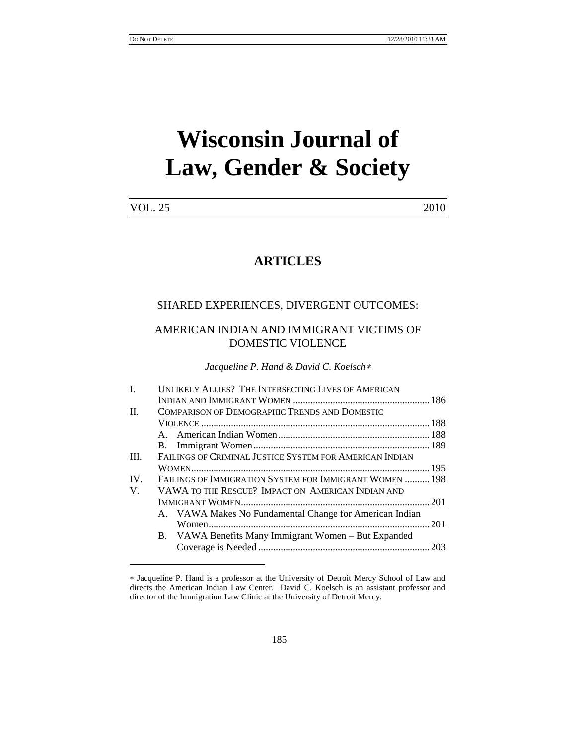# Wisconsin Journal of Law, Gender & Society

VOL. 25 2010

## ARTICLES

### SHARED EXPERIENCES, DIVERGENT OUTCOMES:

### AMERICAN INDIAN AND IMMIGRANT VICTIMS OF DOMESTIC VIOLENCE

*Jacqueline P. Hand & David C. Koelsch*[∗]

I. UNLIKELY ALLIES? THE INTERSECTING LIVES OF AMERICAN INDIAN AND IMMIGRANT WOMEN ....... 186
II. COMPARISON OF DEMOGRAPHIC TRENDS AND DOMESTIC VIOLENCE ....... 188
  A. American Indian Women ....... 188
  B. Immigrant Women ....... 189
III. FAILINGS OF CRIMINAL JUSTICE SYSTEM FOR AMERICAN INDIAN WOMEN ....... 195
IV. FAILINGS OF IMMIGRATION SYSTEM FOR IMMIGRANT WOMEN ....... 198
V. VAWA TO THE RESCUE? IMPACT ON AMERICAN INDIAN AND IMMIGRANT WOMEN ....... 201
  A. VAWA Makes No Fundamental Change for American Indian Women ....... 201
  B. VAWA Benefits Many Immigrant Women – But Expanded Coverage is Needed ....... 203

---

∗ Jacqueline P. Hand is a professor at the University of Detroit Mercy School of Law and directs the American Indian Law Center. David C. Koelsch is an assistant professor and director of the Immigration Law Clinic at the University of Detroit Mercy.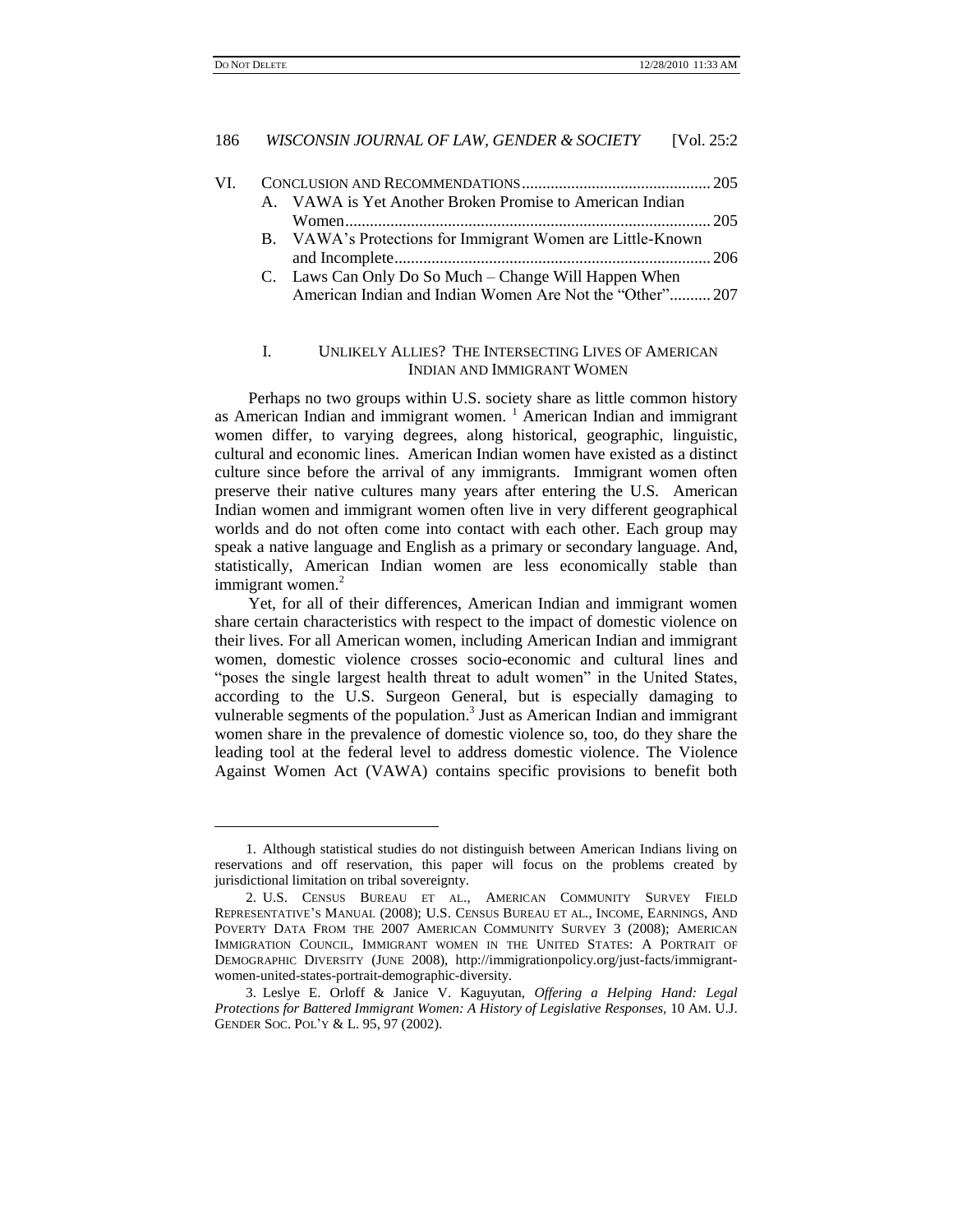VI. CONCLUSION AND RECOMMENDATIONS .......... 205
   A. VAWA is Yet Another Broken Promise to American Indian Women .......... 205
   B. VAWA's Protections for Immigrant Women are Little-Known and Incomplete .......... 206
   C. Laws Can Only Do So Much – Change Will Happen When American Indian and Indian Women Are Not the "Other" .......... 207

## I. UNLIKELY ALLIES? THE INTERSECTING LIVES OF AMERICAN INDIAN AND IMMIGRANT WOMEN

Perhaps no two groups within U.S. society share as little common history as American Indian and immigrant women. [1] American Indian and immigrant women differ, to varying degrees, along historical, geographic, linguistic, cultural and economic lines. American Indian women have existed as a distinct culture since before the arrival of any immigrants. Immigrant women often preserve their native cultures many years after entering the U.S. American Indian women and immigrant women often live in very different geographical worlds and do not often come into contact with each other. Each group may speak a native language and English as a primary or secondary language. And, statistically, American Indian women are less economically stable than immigrant women.[2]

Yet, for all of their differences, American Indian and immigrant women share certain characteristics with respect to the impact of domestic violence on their lives. For all American women, including American Indian and immigrant women, domestic violence crosses socio-economic and cultural lines and "poses the single largest health threat to adult women" in the United States, according to the U.S. Surgeon General, but is especially damaging to vulnerable segments of the population.[3] Just as American Indian and immigrant women share in the prevalence of domestic violence so, too, do they share the leading tool at the federal level to address domestic violence. The Violence Against Women Act (VAWA) contains specific provisions to benefit both

---

1. Although statistical studies do not distinguish between American Indians living on reservations and off reservation, this paper will focus on the problems created by jurisdictional limitation on tribal sovereignty.

2. U.S. CENSUS BUREAU ET AL., AMERICAN COMMUNITY SURVEY FIELD REPRESENTATIVE'S MANUAL (2008); U.S. CENSUS BUREAU ET AL., INCOME, EARNINGS, AND POVERTY DATA FROM THE 2007 AMERICAN COMMUNITY SURVEY 3 (2008); AMERICAN IMMIGRATION COUNCIL, IMMIGRANT WOMEN IN THE UNITED STATES: A PORTRAIT OF DEMOGRAPHIC DIVERSITY (JUNE 2008), http://immigrationpolicy.org/just-facts/immigrant-women-united-states-portrait-demographic-diversity.

3. Leslye E. Orloff & Janice V. Kaguyutan, *Offering a Helping Hand: Legal Protections for Battered Immigrant Women: A History of Legislative Responses*, 10 AM. U.J. GENDER SOC. POL'Y & L. 95, 97 (2002).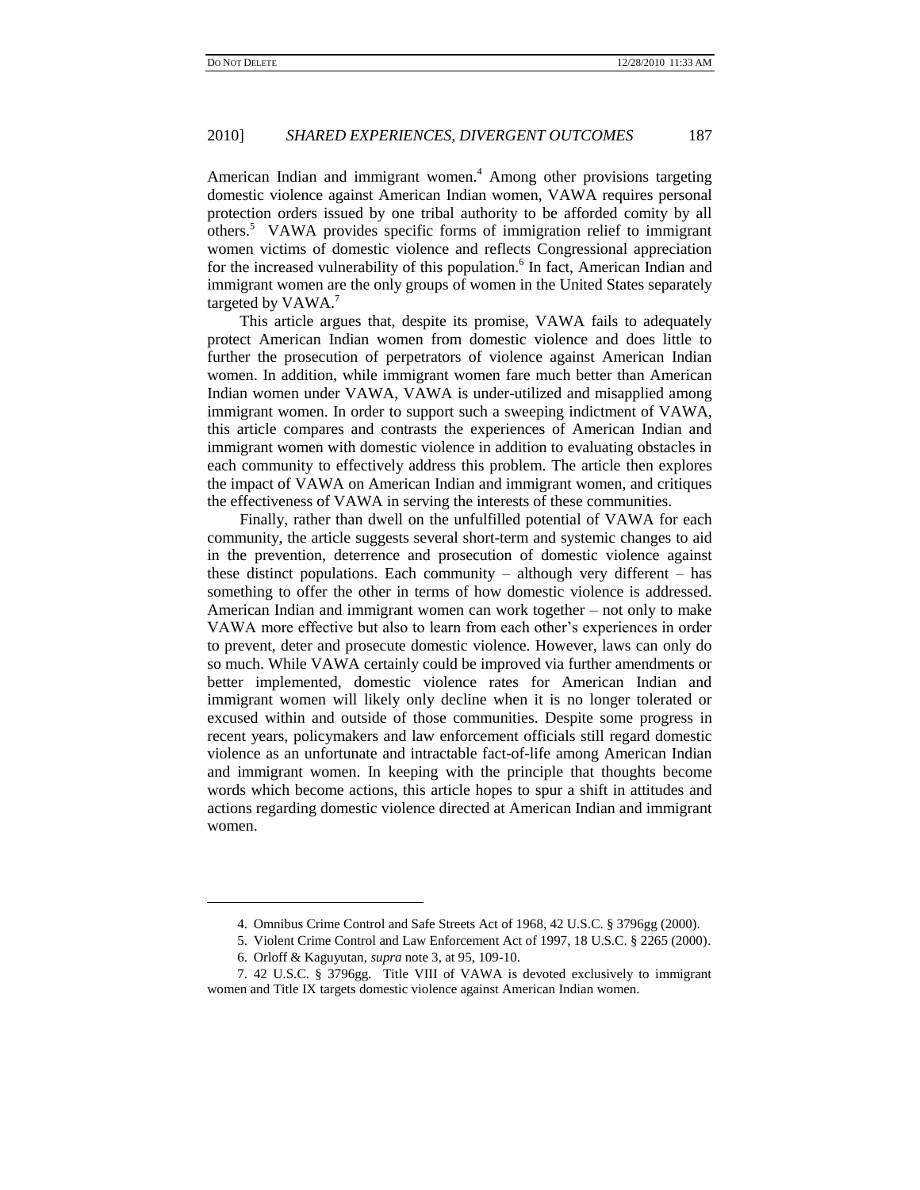American Indian and immigrant women.[4] Among other provisions targeting domestic violence against American Indian women, VAWA requires personal protection orders issued by one tribal authority to be afforded comity by all others.[5] VAWA provides specific forms of immigration relief to immigrant women victims of domestic violence and reflects Congressional appreciation for the increased vulnerability of this population.[6] In fact, American Indian and immigrant women are the only groups of women in the United States separately targeted by VAWA.[7]

This article argues that, despite its promise, VAWA fails to adequately protect American Indian women from domestic violence and does little to further the prosecution of perpetrators of violence against American Indian women. In addition, while immigrant women fare much better than American Indian women under VAWA, VAWA is under-utilized and misapplied among immigrant women. In order to support such a sweeping indictment of VAWA, this article compares and contrasts the experiences of American Indian and immigrant women with domestic violence in addition to evaluating obstacles in each community to effectively address this problem. The article then explores the impact of VAWA on American Indian and immigrant women, and critiques the effectiveness of VAWA in serving the interests of these communities.

Finally, rather than dwell on the unfulfilled potential of VAWA for each community, the article suggests several short-term and systemic changes to aid in the prevention, deterrence and prosecution of domestic violence against these distinct populations. Each community – although very different – has something to offer the other in terms of how domestic violence is addressed. American Indian and immigrant women can work together – not only to make VAWA more effective but also to learn from each other's experiences in order to prevent, deter and prosecute domestic violence. However, laws can only do so much. While VAWA certainly could be improved via further amendments or better implemented, domestic violence rates for American Indian and immigrant women will likely only decline when it is no longer tolerated or excused within and outside of those communities. Despite some progress in recent years, policymakers and law enforcement officials still regard domestic violence as an unfortunate and intractable fact-of-life among American Indian and immigrant women. In keeping with the principle that thoughts become words which become actions, this article hopes to spur a shift in attitudes and actions regarding domestic violence directed at American Indian and immigrant women.

---

4. Omnibus Crime Control and Safe Streets Act of 1968, 42 U.S.C. § 3796gg (2000).

5. Violent Crime Control and Law Enforcement Act of 1997, 18 U.S.C. § 2265 (2000).

6. Orloff & Kaguyutan, *supra* note 3, at 95, 109-10.

7. 42 U.S.C. § 3796gg. Title VIII of VAWA is devoted exclusively to immigrant women and Title IX targets domestic violence against American Indian women.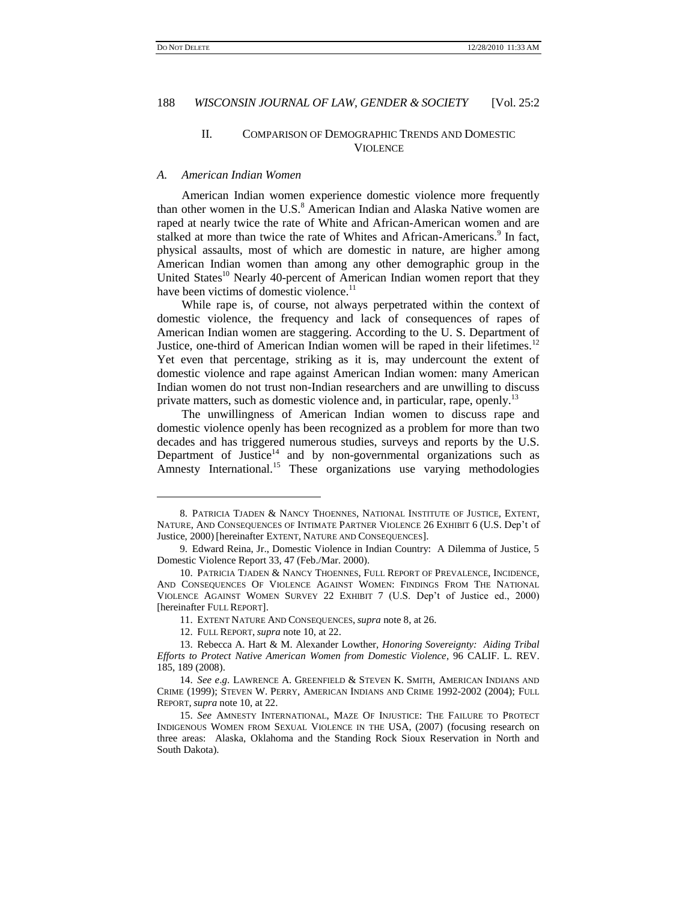## II. COMPARISON OF DEMOGRAPHIC TRENDS AND DOMESTIC VIOLENCE

### *A. American Indian Women*

American Indian women experience domestic violence more frequently than other women in the U.S.[8] American Indian and Alaska Native women are raped at nearly twice the rate of White and African-American women and are stalked at more than twice the rate of Whites and African-Americans.[9] In fact, physical assaults, most of which are domestic in nature, are higher among American Indian women than among any other demographic group in the United States[10] Nearly 40-percent of American Indian women report that they have been victims of domestic violence.[11]

While rape is, of course, not always perpetrated within the context of domestic violence, the frequency and lack of consequences of rapes of American Indian women are staggering. According to the U. S. Department of Justice, one-third of American Indian women will be raped in their lifetimes.[12] Yet even that percentage, striking as it is, may undercount the extent of domestic violence and rape against American Indian women: many American Indian women do not trust non-Indian researchers and are unwilling to discuss private matters, such as domestic violence and, in particular, rape, openly.[13]

The unwillingness of American Indian women to discuss rape and domestic violence openly has been recognized as a problem for more than two decades and has triggered numerous studies, surveys and reports by the U.S. Department of Justice[14] and by non-governmental organizations such as Amnesty International.[15] These organizations use varying methodologies

---

8. PATRICIA TJADEN & NANCY THOENNES, NATIONAL INSTITUTE OF JUSTICE, EXTENT, NATURE, AND CONSEQUENCES OF INTIMATE PARTNER VIOLENCE 26 EXHIBIT 6 (U.S. Dep't of Justice, 2000) [hereinafter EXTENT, NATURE AND CONSEQUENCES].

9. Edward Reina, Jr., Domestic Violence in Indian Country: A Dilemma of Justice, 5 Domestic Violence Report 33, 47 (Feb./Mar. 2000).

10. PATRICIA TJADEN & NANCY THOENNES, FULL REPORT OF PREVALENCE, INCIDENCE, AND CONSEQUENCES OF VIOLENCE AGAINST WOMEN: FINDINGS FROM THE NATIONAL VIOLENCE AGAINST WOMEN SURVEY 22 EXHIBIT 7 (U.S. Dep't of Justice ed., 2000) [hereinafter FULL REPORT].

11. EXTENT NATURE AND CONSEQUENCES, *supra* note 8, at 26.

12. FULL REPORT, *supra* note 10, at 22.

13. Rebecca A. Hart & M. Alexander Lowther, *Honoring Sovereignty: Aiding Tribal Efforts to Protect Native American Women from Domestic Violence*, 96 CALIF. L. REV. 185, 189 (2008).

14. *See e.g.* LAWRENCE A. GREENFIELD & STEVEN K. SMITH, AMERICAN INDIANS AND CRIME (1999); STEVEN W. PERRY, AMERICAN INDIANS AND CRIME 1992-2002 (2004); FULL REPORT, *supra* note 10, at 22.

15. *See* AMNESTY INTERNATIONAL, MAZE OF INJUSTICE: THE FAILURE TO PROTECT INDIGENOUS WOMEN FROM SEXUAL VIOLENCE IN THE USA, (2007) (focusing research on three areas: Alaska, Oklahoma and the Standing Rock Sioux Reservation in North and South Dakota).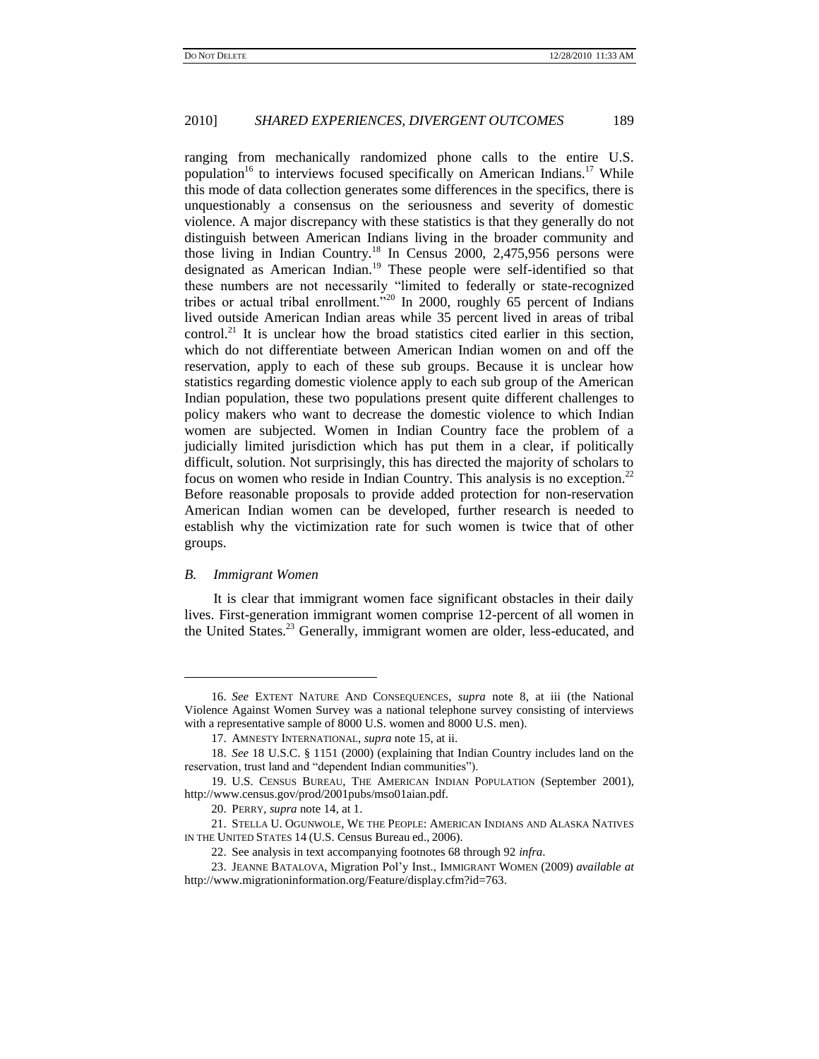ranging from mechanically randomized phone calls to the entire U.S. population[16] to interviews focused specifically on American Indians.[17] While this mode of data collection generates some differences in the specifics, there is unquestionably a consensus on the seriousness and severity of domestic violence. A major discrepancy with these statistics is that they generally do not distinguish between American Indians living in the broader community and those living in Indian Country.[18] In Census 2000, 2,475,956 persons were designated as American Indian.[19] These people were self-identified so that these numbers are not necessarily "limited to federally or state-recognized tribes or actual tribal enrollment."[20] In 2000, roughly 65 percent of Indians lived outside American Indian areas while 35 percent lived in areas of tribal control.[21] It is unclear how the broad statistics cited earlier in this section, which do not differentiate between American Indian women on and off the reservation, apply to each of these sub groups. Because it is unclear how statistics regarding domestic violence apply to each sub group of the American Indian population, these two populations present quite different challenges to policy makers who want to decrease the domestic violence to which Indian women are subjected. Women in Indian Country face the problem of a judicially limited jurisdiction which has put them in a clear, if politically difficult, solution. Not surprisingly, this has directed the majority of scholars to focus on women who reside in Indian Country. This analysis is no exception.[22] Before reasonable proposals to provide added protection for non-reservation American Indian women can be developed, further research is needed to establish why the victimization rate for such women is twice that of other groups.

### *B. Immigrant Women*

It is clear that immigrant women face significant obstacles in their daily lives. First-generation immigrant women comprise 12-percent of all women in the United States.[23] Generally, immigrant women are older, less-educated, and

---

16. *See* EXTENT NATURE AND CONSEQUENCES, *supra* note 8, at iii (the National Violence Against Women Survey was a national telephone survey consisting of interviews with a representative sample of 8000 U.S. women and 8000 U.S. men).

17. AMNESTY INTERNATIONAL, *supra* note 15, at ii.

18. *See* 18 U.S.C. § 1151 (2000) (explaining that Indian Country includes land on the reservation, trust land and "dependent Indian communities").

19. U.S. CENSUS BUREAU, THE AMERICAN INDIAN POPULATION (September 2001), http://www.census.gov/prod/2001pubs/mso01aian.pdf.

20. PERRY, *supra* note 14, at 1.

21. STELLA U. OGUNWOLE, WE THE PEOPLE: AMERICAN INDIANS AND ALASKA NATIVES IN THE UNITED STATES 14 (U.S. Census Bureau ed., 2006).

22. See analysis in text accompanying footnotes 68 through 92 *infra*.

23. JEANNE BATALOVA, Migration Pol'y Inst., IMMIGRANT WOMEN (2009) *available at* http://www.migrationinformation.org/Feature/display.cfm?id=763.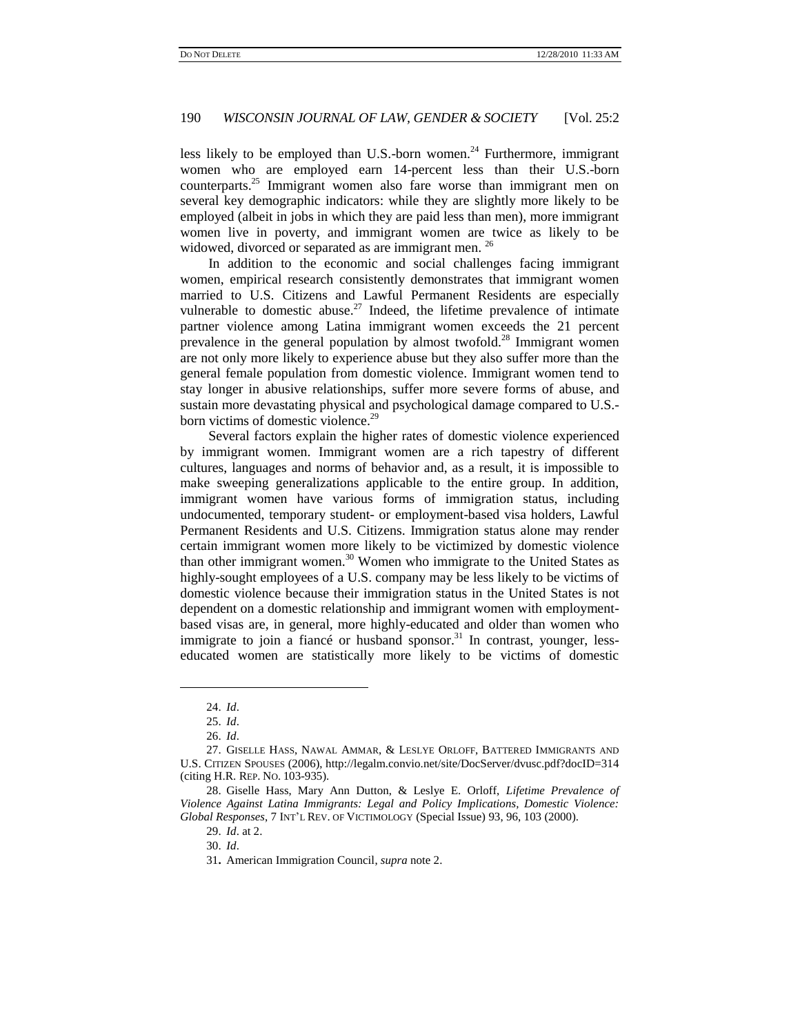less likely to be employed than U.S.-born women.[24] Furthermore, immigrant women who are employed earn 14-percent less than their U.S.-born counterparts.[25] Immigrant women also fare worse than immigrant men on several key demographic indicators: while they are slightly more likely to be employed (albeit in jobs in which they are paid less than men), more immigrant women live in poverty, and immigrant women are twice as likely to be widowed, divorced or separated as are immigrant men.[26]

In addition to the economic and social challenges facing immigrant women, empirical research consistently demonstrates that immigrant women married to U.S. Citizens and Lawful Permanent Residents are especially vulnerable to domestic abuse.[27] Indeed, the lifetime prevalence of intimate partner violence among Latina immigrant women exceeds the 21 percent prevalence in the general population by almost twofold.[28] Immigrant women are not only more likely to experience abuse but they also suffer more than the general female population from domestic violence. Immigrant women tend to stay longer in abusive relationships, suffer more severe forms of abuse, and sustain more devastating physical and psychological damage compared to U.S.-born victims of domestic violence.[29]

Several factors explain the higher rates of domestic violence experienced by immigrant women. Immigrant women are a rich tapestry of different cultures, languages and norms of behavior and, as a result, it is impossible to make sweeping generalizations applicable to the entire group. In addition, immigrant women have various forms of immigration status, including undocumented, temporary student- or employment-based visa holders, Lawful Permanent Residents and U.S. Citizens. Immigration status alone may render certain immigrant women more likely to be victimized by domestic violence than other immigrant women.[30] Women who immigrate to the United States as highly-sought employees of a U.S. company may be less likely to be victims of domestic violence because their immigration status in the United States is not dependent on a domestic relationship and immigrant women with employment-based visas are, in general, more highly-educated and older than women who immigrate to join a fiancé or husband sponsor.[31] In contrast, younger, less-educated women are statistically more likely to be victims of domestic

---

24. *Id*.

25. *Id*.

26. *Id*.

27. GISELLE HASS, NAWAL AMMAR, & LESLYE ORLOFF, BATTERED IMMIGRANTS AND U.S. CITIZEN SPOUSES (2006), http://legalm.convio.net/site/DocServer/dvusc.pdf?docID=314 (citing H.R. REP. NO. 103-935).

28. Giselle Hass, Mary Ann Dutton, & Leslye E. Orloff, *Lifetime Prevalence of Violence Against Latina Immigrants: Legal and Policy Implications, Domestic Violence: Global Responses*, 7 INT'L REV. OF VICTIMOLOGY (Special Issue) 93, 96, 103 (2000).

29. *Id*. at 2.

30. *Id*.

31. American Immigration Council, *supra* note 2.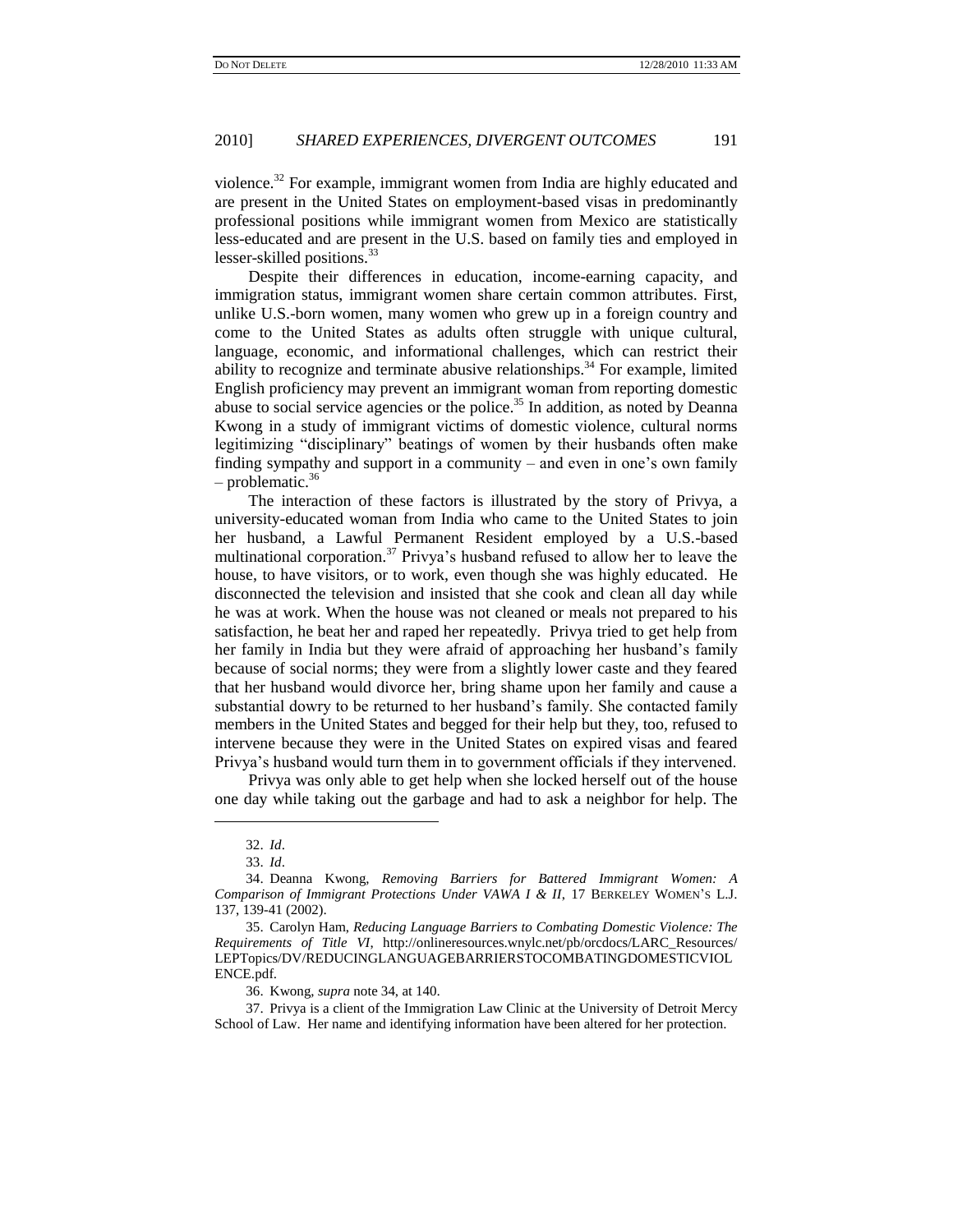violence.[32] For example, immigrant women from India are highly educated and are present in the United States on employment-based visas in predominantly professional positions while immigrant women from Mexico are statistically less-educated and are present in the U.S. based on family ties and employed in lesser-skilled positions.[33]

Despite their differences in education, income-earning capacity, and immigration status, immigrant women share certain common attributes. First, unlike U.S.-born women, many women who grew up in a foreign country and come to the United States as adults often struggle with unique cultural, language, economic, and informational challenges, which can restrict their ability to recognize and terminate abusive relationships.[34] For example, limited English proficiency may prevent an immigrant woman from reporting domestic abuse to social service agencies or the police.[35] In addition, as noted by Deanna Kwong in a study of immigrant victims of domestic violence, cultural norms legitimizing "disciplinary" beatings of women by their husbands often make finding sympathy and support in a community – and even in one's own family – problematic.[36]

The interaction of these factors is illustrated by the story of Privya, a university-educated woman from India who came to the United States to join her husband, a Lawful Permanent Resident employed by a U.S.-based multinational corporation.[37] Privya's husband refused to allow her to leave the house, to have visitors, or to work, even though she was highly educated. He disconnected the television and insisted that she cook and clean all day while he was at work. When the house was not cleaned or meals not prepared to his satisfaction, he beat her and raped her repeatedly. Privya tried to get help from her family in India but they were afraid of approaching her husband's family because of social norms; they were from a slightly lower caste and they feared that her husband would divorce her, bring shame upon her family and cause a substantial dowry to be returned to her husband's family. She contacted family members in the United States and begged for their help but they, too, refused to intervene because they were in the United States on expired visas and feared Privya's husband would turn them in to government officials if they intervened.

Privya was only able to get help when she locked herself out of the house one day while taking out the garbage and had to ask a neighbor for help. The

---

32. *Id*.

33. *Id*.

34. Deanna Kwong, *Removing Barriers for Battered Immigrant Women: A Comparison of Immigrant Protections Under VAWA I & II*, 17 BERKELEY WOMEN'S L.J. 137, 139-41 (2002).

35. Carolyn Ham, *Reducing Language Barriers to Combating Domestic Violence: The Requirements of Title VI*, http://onlineresources.wnylc.net/pb/orcdocs/LARC_Resources/LEPTopics/DV/REDUCINGLANGUAGEBARRIERSTOCOMBATINGDOMESTICVIOLENCE.pdf.

36. Kwong, *supra* note 34, at 140.

37. Privya is a client of the Immigration Law Clinic at the University of Detroit Mercy School of Law. Her name and identifying information have been altered for her protection.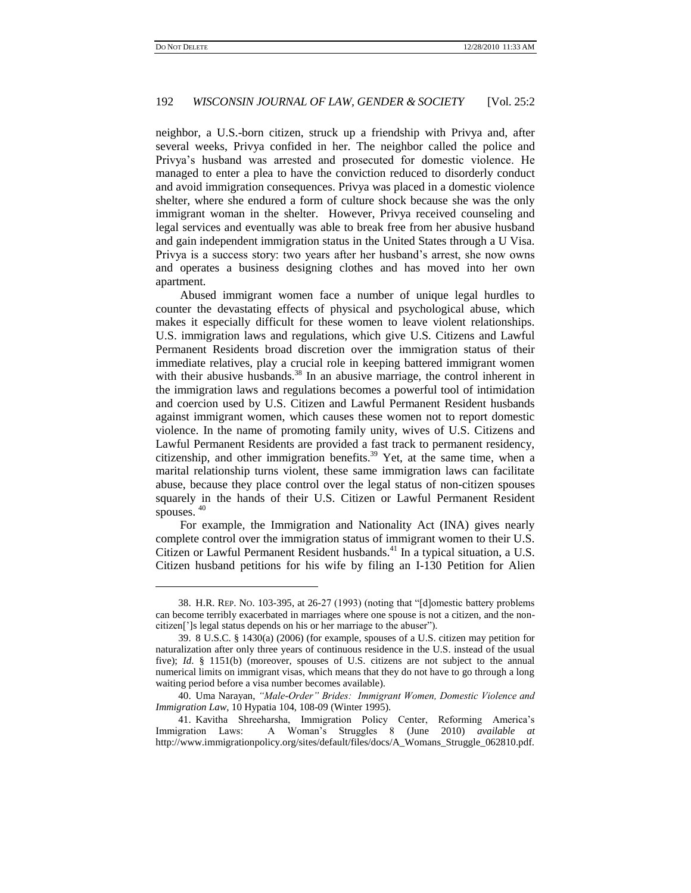neighbor, a U.S.-born citizen, struck up a friendship with Privya and, after several weeks, Privya confided in her. The neighbor called the police and Privya's husband was arrested and prosecuted for domestic violence. He managed to enter a plea to have the conviction reduced to disorderly conduct and avoid immigration consequences. Privya was placed in a domestic violence shelter, where she endured a form of culture shock because she was the only immigrant woman in the shelter. However, Privya received counseling and legal services and eventually was able to break free from her abusive husband and gain independent immigration status in the United States through a U Visa. Privya is a success story: two years after her husband's arrest, she now owns and operates a business designing clothes and has moved into her own apartment.

Abused immigrant women face a number of unique legal hurdles to counter the devastating effects of physical and psychological abuse, which makes it especially difficult for these women to leave violent relationships. U.S. immigration laws and regulations, which give U.S. Citizens and Lawful Permanent Residents broad discretion over the immigration status of their immediate relatives, play a crucial role in keeping battered immigrant women with their abusive husbands.[38] In an abusive marriage, the control inherent in the immigration laws and regulations becomes a powerful tool of intimidation and coercion used by U.S. Citizen and Lawful Permanent Resident husbands against immigrant women, which causes these women not to report domestic violence. In the name of promoting family unity, wives of U.S. Citizens and Lawful Permanent Residents are provided a fast track to permanent residency, citizenship, and other immigration benefits.[39] Yet, at the same time, when a marital relationship turns violent, these same immigration laws can facilitate abuse, because they place control over the legal status of non-citizen spouses squarely in the hands of their U.S. Citizen or Lawful Permanent Resident spouses.[40]

For example, the Immigration and Nationality Act (INA) gives nearly complete control over the immigration status of immigrant women to their U.S. Citizen or Lawful Permanent Resident husbands.[41] In a typical situation, a U.S. Citizen husband petitions for his wife by filing an I-130 Petition for Alien

---

38. H.R. REP. NO. 103-395, at 26-27 (1993) (noting that "[d]omestic battery problems can become terribly exacerbated in marriages where one spouse is not a citizen, and the non-citizen[']s legal status depends on his or her marriage to the abuser").

39. 8 U.S.C. § 1430(a) (2006) (for example, spouses of a U.S. citizen may petition for naturalization after only three years of continuous residence in the U.S. instead of the usual five); *Id*. § 1151(b) (moreover, spouses of U.S. citizens are not subject to the annual numerical limits on immigrant visas, which means that they do not have to go through a long waiting period before a visa number becomes available).

40. Uma Narayan, *"Male-Order" Brides: Immigrant Women, Domestic Violence and Immigration Law*, 10 Hypatia 104, 108-09 (Winter 1995).

41. Kavitha Shreeharsha, Immigration Policy Center, Reforming America's Immigration Laws: A Woman's Struggles 8 (June 2010) *available at* http://www.immigrationpolicy.org/sites/default/files/docs/A_Womans_Struggle_062810.pdf.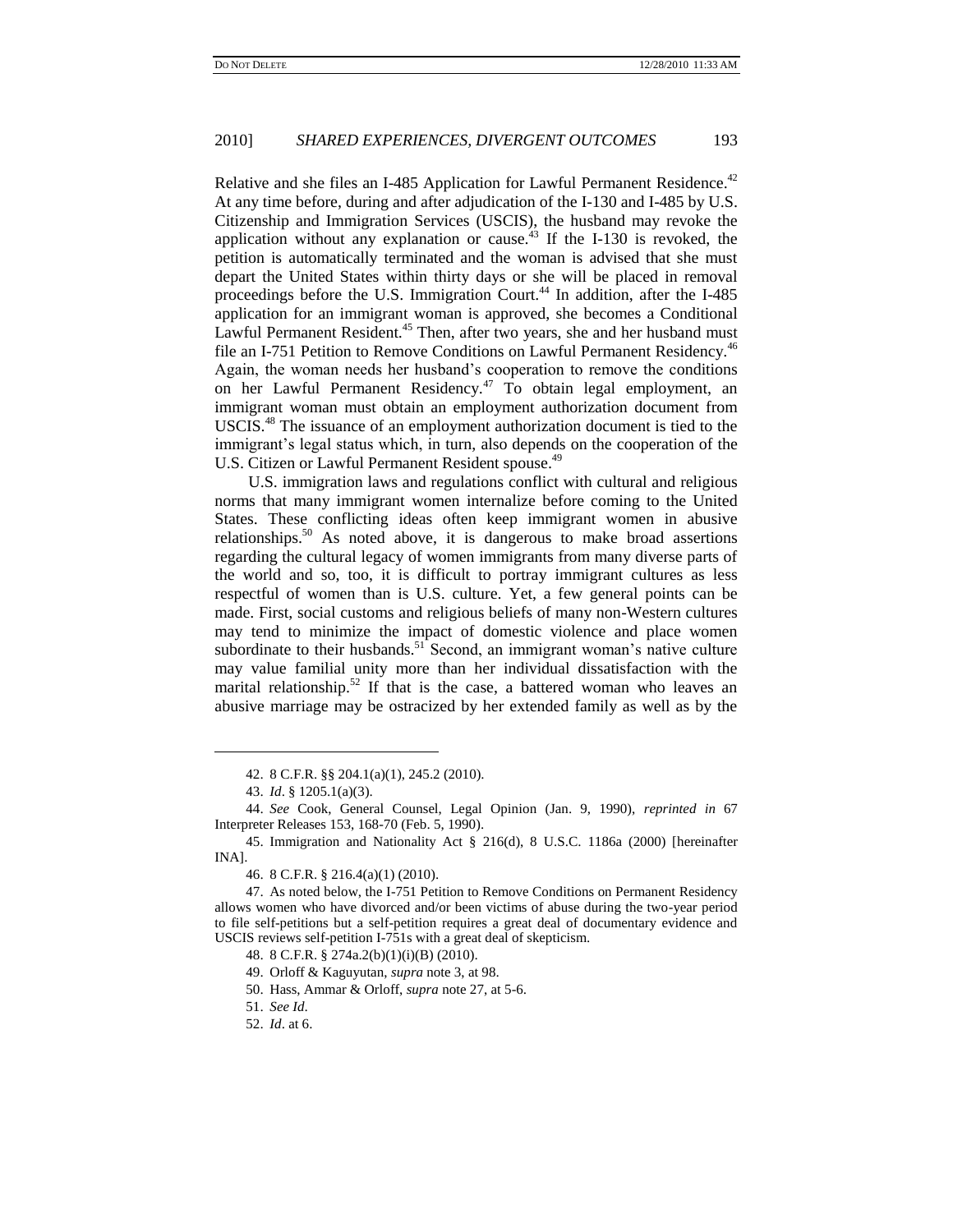Relative and she files an I-485 Application for Lawful Permanent Residence.[42] At any time before, during and after adjudication of the I-130 and I-485 by U.S. Citizenship and Immigration Services (USCIS), the husband may revoke the application without any explanation or cause.[43] If the I-130 is revoked, the petition is automatically terminated and the woman is advised that she must depart the United States within thirty days or she will be placed in removal proceedings before the U.S. Immigration Court.[44] In addition, after the I-485 application for an immigrant woman is approved, she becomes a Conditional Lawful Permanent Resident.[45] Then, after two years, she and her husband must file an I-751 Petition to Remove Conditions on Lawful Permanent Residency.[46] Again, the woman needs her husband's cooperation to remove the conditions on her Lawful Permanent Residency.[47] To obtain legal employment, an immigrant woman must obtain an employment authorization document from USCIS.[48] The issuance of an employment authorization document is tied to the immigrant's legal status which, in turn, also depends on the cooperation of the U.S. Citizen or Lawful Permanent Resident spouse.[49]

U.S. immigration laws and regulations conflict with cultural and religious norms that many immigrant women internalize before coming to the United States. These conflicting ideas often keep immigrant women in abusive relationships.[50] As noted above, it is dangerous to make broad assertions regarding the cultural legacy of women immigrants from many diverse parts of the world and so, too, it is difficult to portray immigrant cultures as less respectful of women than is U.S. culture. Yet, a few general points can be made. First, social customs and religious beliefs of many non-Western cultures may tend to minimize the impact of domestic violence and place women subordinate to their husbands.[51] Second, an immigrant woman's native culture may value familial unity more than her individual dissatisfaction with the marital relationship.[52] If that is the case, a battered woman who leaves an abusive marriage may be ostracized by her extended family as well as by the

---

42. 8 C.F.R. §§ 204.1(a)(1), 245.2 (2010).

43. *Id*. § 1205.1(a)(3).

44. *See* Cook, General Counsel, Legal Opinion (Jan. 9, 1990), *reprinted in* 67 Interpreter Releases 153, 168-70 (Feb. 5, 1990).

45. Immigration and Nationality Act § 216(d), 8 U.S.C. 1186a (2000) [hereinafter INA].

46. 8 C.F.R. § 216.4(a)(1) (2010).

47. As noted below, the I-751 Petition to Remove Conditions on Permanent Residency allows women who have divorced and/or been victims of abuse during the two-year period to file self-petitions but a self-petition requires a great deal of documentary evidence and USCIS reviews self-petition I-751s with a great deal of skepticism.

48. 8 C.F.R. § 274a.2(b)(1)(i)(B) (2010).

49. Orloff & Kaguyutan, *supra* note 3, at 98.

50. Hass, Ammar & Orloff, *supra* note 27, at 5-6.

51. *See Id*.

52. *Id*. at 6.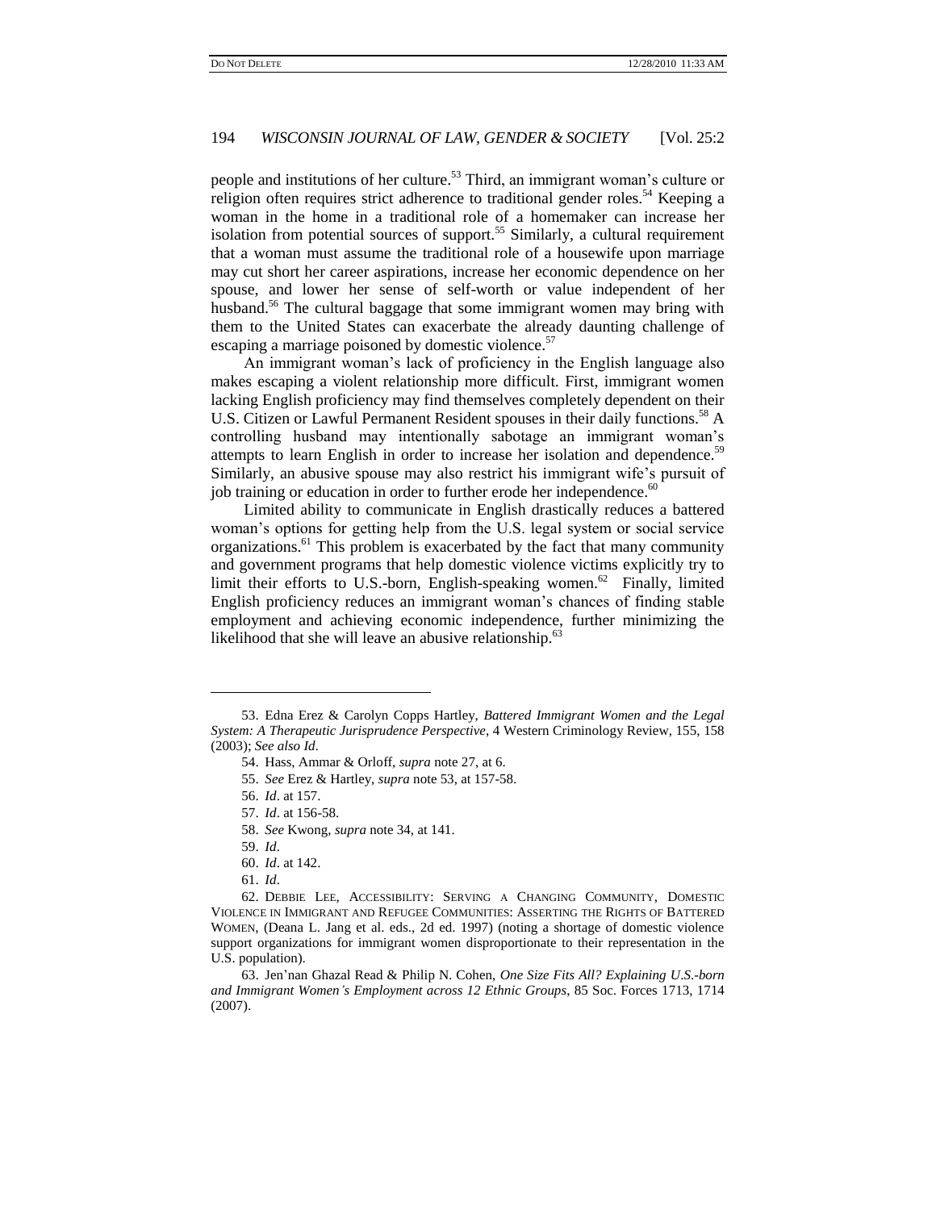people and institutions of her culture.[53] Third, an immigrant woman's culture or religion often requires strict adherence to traditional gender roles.[54] Keeping a woman in the home in a traditional role of a homemaker can increase her isolation from potential sources of support.[55] Similarly, a cultural requirement that a woman must assume the traditional role of a housewife upon marriage may cut short her career aspirations, increase her economic dependence on her spouse, and lower her sense of self-worth or value independent of her husband.[56] The cultural baggage that some immigrant women may bring with them to the United States can exacerbate the already daunting challenge of escaping a marriage poisoned by domestic violence.[57]

An immigrant woman's lack of proficiency in the English language also makes escaping a violent relationship more difficult. First, immigrant women lacking English proficiency may find themselves completely dependent on their U.S. Citizen or Lawful Permanent Resident spouses in their daily functions.[58] A controlling husband may intentionally sabotage an immigrant woman's attempts to learn English in order to increase her isolation and dependence.[59] Similarly, an abusive spouse may also restrict his immigrant wife's pursuit of job training or education in order to further erode her independence.[60]

Limited ability to communicate in English drastically reduces a battered woman's options for getting help from the U.S. legal system or social service organizations.[61] This problem is exacerbated by the fact that many community and government programs that help domestic violence victims explicitly try to limit their efforts to U.S.-born, English-speaking women.[62] Finally, limited English proficiency reduces an immigrant woman's chances of finding stable employment and achieving economic independence, further minimizing the likelihood that she will leave an abusive relationship.[63]

---

53. Edna Erez & Carolyn Copps Hartley, *Battered Immigrant Women and the Legal System: A Therapeutic Jurisprudence Perspective*, 4 Western Criminology Review, 155, 158 (2003); *See also Id*.

54. Hass, Ammar & Orloff, *supra* note 27, at 6.

55. *See* Erez & Hartley, *supra* note 53, at 157-58.

56. *Id*. at 157.

57. *Id*. at 156-58.

58. *See* Kwong, *supra* note 34, at 141.

59. *Id*.

60. *Id*. at 142.

61. *Id*.

62. DEBBIE LEE, ACCESSIBILITY: SERVING A CHANGING COMMUNITY, DOMESTIC VIOLENCE IN IMMIGRANT AND REFUGEE COMMUNITIES: ASSERTING THE RIGHTS OF BATTERED WOMEN, (Deana L. Jang et al. eds., 2d ed. 1997) (noting a shortage of domestic violence support organizations for immigrant women disproportionate to their representation in the U.S. population).

63. Jen'nan Ghazal Read & Philip N. Cohen, *One Size Fits All? Explaining U.S.-born and Immigrant Women's Employment across 12 Ethnic Groups*, 85 Soc. Forces 1713, 1714 (2007).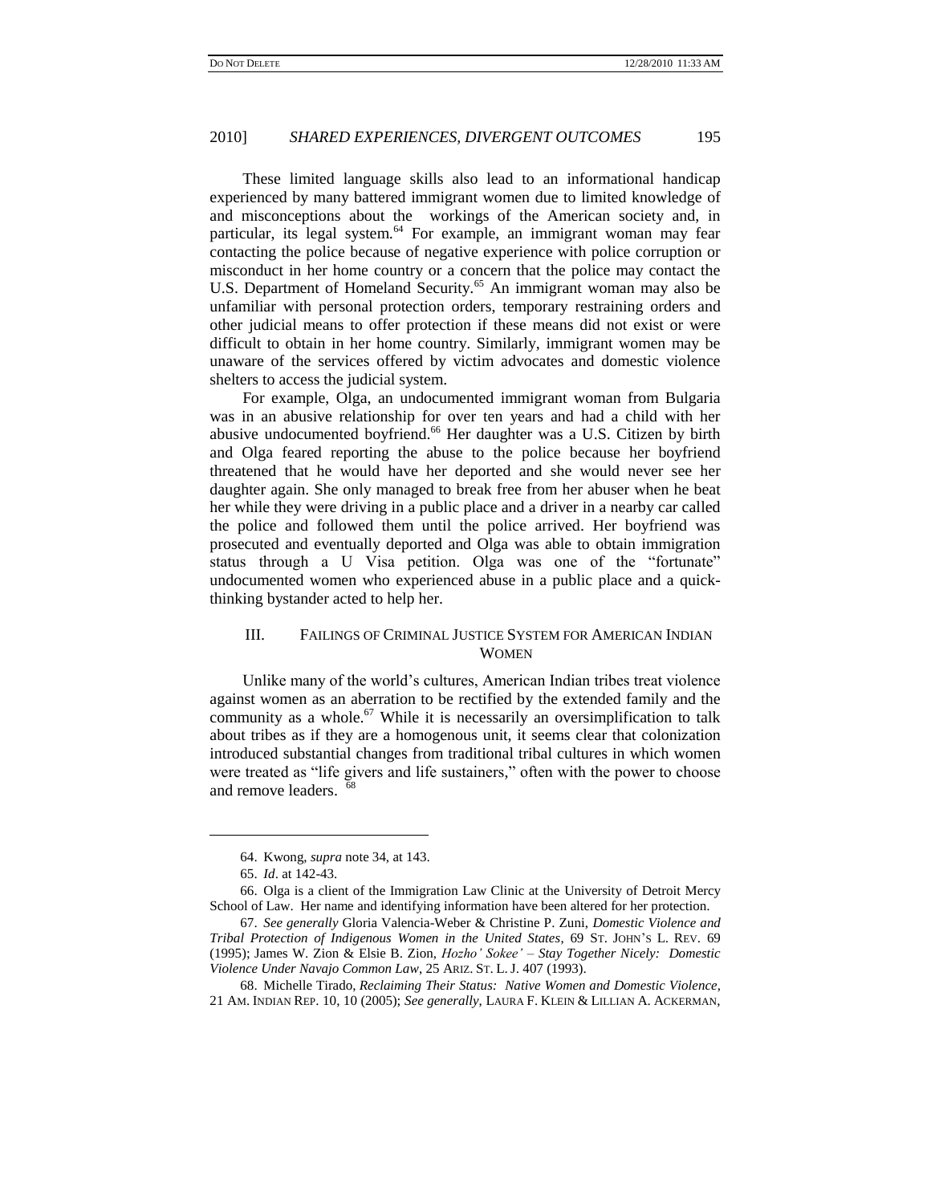These limited language skills also lead to an informational handicap experienced by many battered immigrant women due to limited knowledge of and misconceptions about the workings of the American society and, in particular, its legal system.[64] For example, an immigrant woman may fear contacting the police because of negative experience with police corruption or misconduct in her home country or a concern that the police may contact the U.S. Department of Homeland Security.[65] An immigrant woman may also be unfamiliar with personal protection orders, temporary restraining orders and other judicial means to offer protection if these means did not exist or were difficult to obtain in her home country. Similarly, immigrant women may be unaware of the services offered by victim advocates and domestic violence shelters to access the judicial system.

For example, Olga, an undocumented immigrant woman from Bulgaria was in an abusive relationship for over ten years and had a child with her abusive undocumented boyfriend.[66] Her daughter was a U.S. Citizen by birth and Olga feared reporting the abuse to the police because her boyfriend threatened that he would have her deported and she would never see her daughter again. She only managed to break free from her abuser when he beat her while they were driving in a public place and a driver in a nearby car called the police and followed them until the police arrived. Her boyfriend was prosecuted and eventually deported and Olga was able to obtain immigration status through a U Visa petition. Olga was one of the "fortunate" undocumented women who experienced abuse in a public place and a quick-thinking bystander acted to help her.

## III. FAILINGS OF CRIMINAL JUSTICE SYSTEM FOR AMERICAN INDIAN WOMEN

Unlike many of the world's cultures, American Indian tribes treat violence against women as an aberration to be rectified by the extended family and the community as a whole.[67] While it is necessarily an oversimplification to talk about tribes as if they are a homogenous unit, it seems clear that colonization introduced substantial changes from traditional tribal cultures in which women were treated as "life givers and life sustainers," often with the power to choose and remove leaders.[68]

---

64. Kwong, *supra* note 34, at 143.

65. *Id*. at 142-43.

66. Olga is a client of the Immigration Law Clinic at the University of Detroit Mercy School of Law. Her name and identifying information have been altered for her protection.

67. *See generally* Gloria Valencia-Weber & Christine P. Zuni, *Domestic Violence and Tribal Protection of Indigenous Women in the United States*, 69 ST. JOHN'S L. REV. 69 (1995); James W. Zion & Elsie B. Zion, *Hozho' Sokee' – Stay Together Nicely: Domestic Violence Under Navajo Common Law*, 25 ARIZ. ST. L. J. 407 (1993).

68. Michelle Tirado, *Reclaiming Their Status: Native Women and Domestic Violence*, 21 AM. INDIAN REP. 10, 10 (2005); *See generally*, LAURA F. KLEIN & LILLIAN A. ACKERMAN,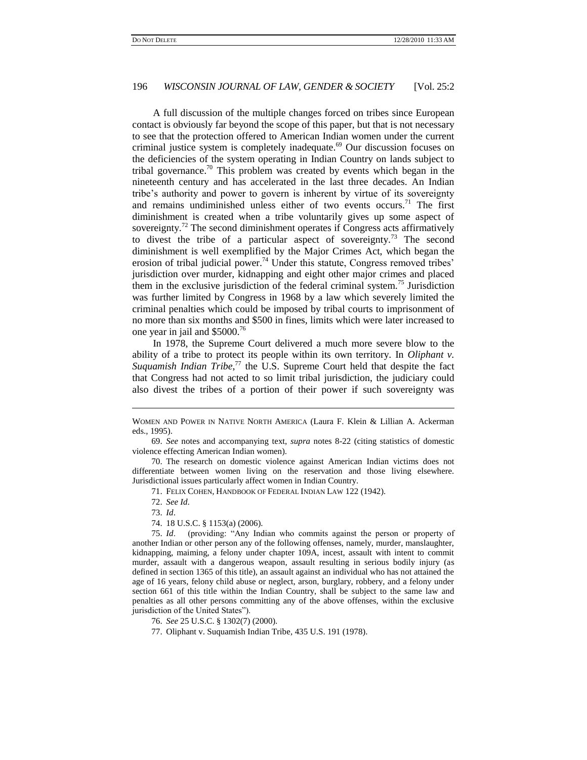A full discussion of the multiple changes forced on tribes since European contact is obviously far beyond the scope of this paper, but that is not necessary to see that the protection offered to American Indian women under the current criminal justice system is completely inadequate.[69] Our discussion focuses on the deficiencies of the system operating in Indian Country on lands subject to tribal governance.[70] This problem was created by events which began in the nineteenth century and has accelerated in the last three decades. An Indian tribe's authority and power to govern is inherent by virtue of its sovereignty and remains undiminished unless either of two events occurs.[71] The first diminishment is created when a tribe voluntarily gives up some aspect of sovereignty.[72] The second diminishment operates if Congress acts affirmatively to divest the tribe of a particular aspect of sovereignty.[73] The second diminishment is well exemplified by the Major Crimes Act, which began the erosion of tribal judicial power.[74] Under this statute, Congress removed tribes' jurisdiction over murder, kidnapping and eight other major crimes and placed them in the exclusive jurisdiction of the federal criminal system.[75] Jurisdiction was further limited by Congress in 1968 by a law which severely limited the criminal penalties which could be imposed by tribal courts to imprisonment of no more than six months and $500 in fines, limits which were later increased to one year in jail and $5000.[76]

In 1978, the Supreme Court delivered a much more severe blow to the ability of a tribe to protect its people within its own territory. In *Oliphant v. Suquamish Indian Tribe*,[77] the U.S. Supreme Court held that despite the fact that Congress had not acted to so limit tribal jurisdiction, the judiciary could also divest the tribes of a portion of their power if such sovereignty was

---

WOMEN AND POWER IN NATIVE NORTH AMERICA (Laura F. Klein & Lillian A. Ackerman eds., 1995).

69. *See* notes and accompanying text, *supra* notes 8-22 (citing statistics of domestic violence effecting American Indian women).

70. The research on domestic violence against American Indian victims does not differentiate between women living on the reservation and those living elsewhere. Jurisdictional issues particularly affect women in Indian Country.

71. FELIX COHEN, HANDBOOK OF FEDERAL INDIAN LAW 122 (1942).

72. *See Id.*

73. *Id*.

74. 18 U.S.C. § 1153(a) (2006).

75. *Id*. (providing: "Any Indian who commits against the person or property of another Indian or other person any of the following offenses, namely, murder, manslaughter, kidnapping, maiming, a felony under chapter 109A, incest, assault with intent to commit murder, assault with a dangerous weapon, assault resulting in serious bodily injury (as defined in section 1365 of this title), an assault against an individual who has not attained the age of 16 years, felony child abuse or neglect, arson, burglary, robbery, and a felony under section 661 of this title within the Indian Country, shall be subject to the same law and penalties as all other persons committing any of the above offenses, within the exclusive jurisdiction of the United States").

76. *See* 25 U.S.C. § 1302(7) (2000).

77. Oliphant v. Suquamish Indian Tribe, 435 U.S. 191 (1978).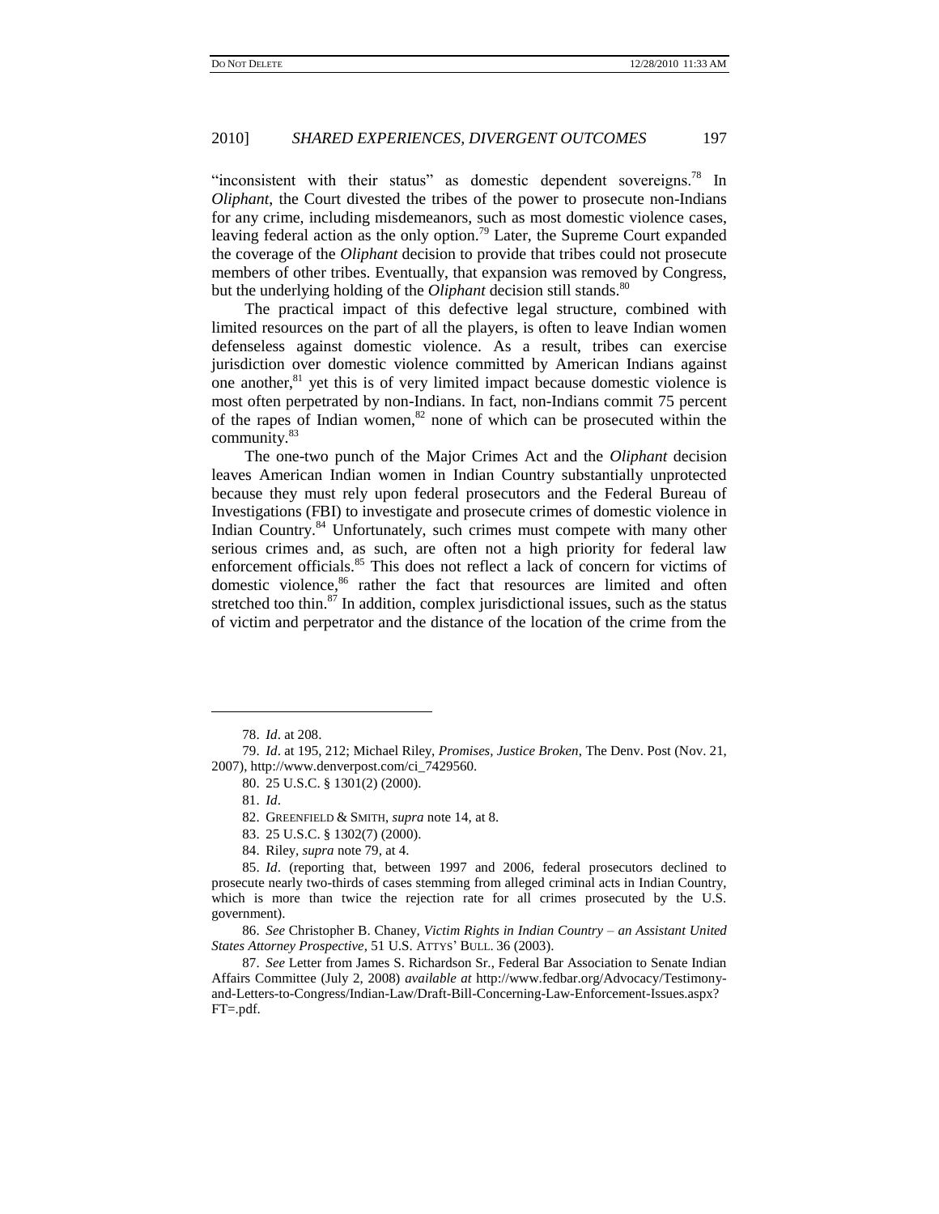"inconsistent with their status" as domestic dependent sovereigns.[78] In *Oliphant*, the Court divested the tribes of the power to prosecute non-Indians for any crime, including misdemeanors, such as most domestic violence cases, leaving federal action as the only option.[79] Later, the Supreme Court expanded the coverage of the *Oliphant* decision to provide that tribes could not prosecute members of other tribes. Eventually, that expansion was removed by Congress, but the underlying holding of the *Oliphant* decision still stands.[80]

The practical impact of this defective legal structure, combined with limited resources on the part of all the players, is often to leave Indian women defenseless against domestic violence. As a result, tribes can exercise jurisdiction over domestic violence committed by American Indians against one another,[81] yet this is of very limited impact because domestic violence is most often perpetrated by non-Indians. In fact, non-Indians commit 75 percent of the rapes of Indian women,[82] none of which can be prosecuted within the community.[83]

The one-two punch of the Major Crimes Act and the *Oliphant* decision leaves American Indian women in Indian Country substantially unprotected because they must rely upon federal prosecutors and the Federal Bureau of Investigations (FBI) to investigate and prosecute crimes of domestic violence in Indian Country.[84] Unfortunately, such crimes must compete with many other serious crimes and, as such, are often not a high priority for federal law enforcement officials.[85] This does not reflect a lack of concern for victims of domestic violence,[86] rather the fact that resources are limited and often stretched too thin.[87] In addition, complex jurisdictional issues, such as the status of victim and perpetrator and the distance of the location of the crime from the

---

78. *Id*. at 208.

79. *Id*. at 195, 212; Michael Riley, *Promises, Justice Broken*, The Denv. Post (Nov. 21, 2007), http://www.denverpost.com/ci_7429560.

80. 25 U.S.C. § 1301(2) (2000).

81. *Id*.

82. GREENFIELD & SMITH, *supra* note 14, at 8.

83. 25 U.S.C. § 1302(7) (2000).

84. Riley, *supra* note 79, at 4.

85. *Id*. (reporting that, between 1997 and 2006, federal prosecutors declined to prosecute nearly two-thirds of cases stemming from alleged criminal acts in Indian Country, which is more than twice the rejection rate for all crimes prosecuted by the U.S. government).

86. *See* Christopher B. Chaney, *Victim Rights in Indian Country – an Assistant United States Attorney Prospective*, 51 U.S. ATTYS' BULL. 36 (2003).

87. *See* Letter from James S. Richardson Sr., Federal Bar Association to Senate Indian Affairs Committee (July 2, 2008) *available at* http://www.fedbar.org/Advocacy/Testimony-and-Letters-to-Congress/Indian-Law/Draft-Bill-Concerning-Law-Enforcement-Issues.aspx?FT=.pdf.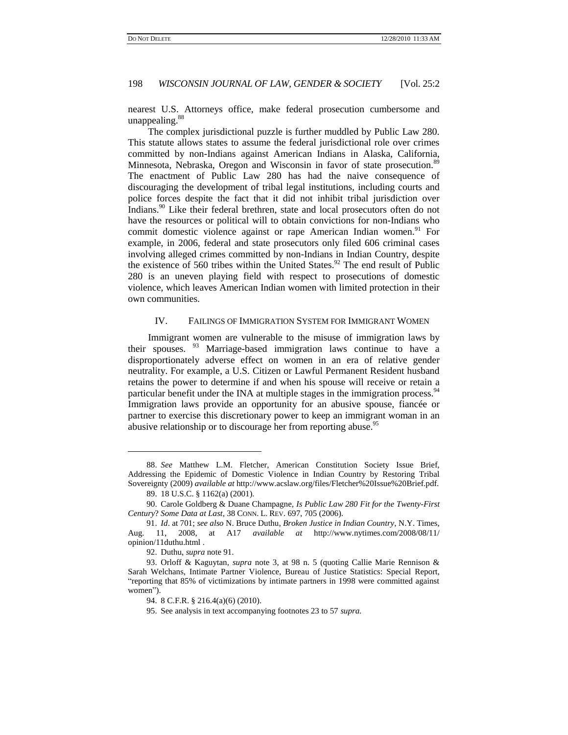nearest U.S. Attorneys office, make federal prosecution cumbersome and unappealing.[88]

The complex jurisdictional puzzle is further muddled by Public Law 280. This statute allows states to assume the federal jurisdictional role over crimes committed by non-Indians against American Indians in Alaska, California, Minnesota, Nebraska, Oregon and Wisconsin in favor of state prosecution.[89] The enactment of Public Law 280 has had the naive consequence of discouraging the development of tribal legal institutions, including courts and police forces despite the fact that it did not inhibit tribal jurisdiction over Indians.[90] Like their federal brethren, state and local prosecutors often do not have the resources or political will to obtain convictions for non-Indians who commit domestic violence against or rape American Indian women.[91] For example, in 2006, federal and state prosecutors only filed 606 criminal cases involving alleged crimes committed by non-Indians in Indian Country, despite the existence of 560 tribes within the United States.[92] The end result of Public 280 is an uneven playing field with respect to prosecutions of domestic violence, which leaves American Indian women with limited protection in their own communities.

## IV. Failings of Immigration System for Immigrant Women

Immigrant women are vulnerable to the misuse of immigration laws by their spouses.[93] Marriage-based immigration laws continue to have a disproportionately adverse effect on women in an era of relative gender neutrality. For example, a U.S. Citizen or Lawful Permanent Resident husband retains the power to determine if and when his spouse will receive or retain a particular benefit under the INA at multiple stages in the immigration process.[94] Immigration laws provide an opportunity for an abusive spouse, fiancée or partner to exercise this discretionary power to keep an immigrant woman in an abusive relationship or to discourage her from reporting abuse.[95]

---

88. *See* Matthew L.M. Fletcher, American Constitution Society Issue Brief, Addressing the Epidemic of Domestic Violence in Indian Country by Restoring Tribal Sovereignty (2009) *available at* http://www.acslaw.org/files/Fletcher%20Issue%20Brief.pdf.

89. 18 U.S.C. § 1162(a) (2001).

90. Carole Goldberg & Duane Champagne, *Is Public Law 280 Fit for the Twenty-First Century? Some Data at Last*, 38 CONN. L. REV. 697, 705 (2006).

91. *Id*. at 701; *see also* N. Bruce Duthu, *Broken Justice in Indian Country*, N.Y. Times, Aug. 11, 2008, at A17 *available at* http://www.nytimes.com/2008/08/11/opinion/11duthu.html .

92. Duthu, *supra* note 91.

93. Orloff & Kaguytan, *supra* note 3, at 98 n. 5 (quoting Callie Marie Rennison & Sarah Welchans, Intimate Partner Violence, Bureau of Justice Statistics: Special Report, "reporting that 85% of victimizations by intimate partners in 1998 were committed against women").

94. 8 C.F.R. § 216.4(a)(6) (2010).

95. See analysis in text accompanying footnotes 23 to 57 *supra*.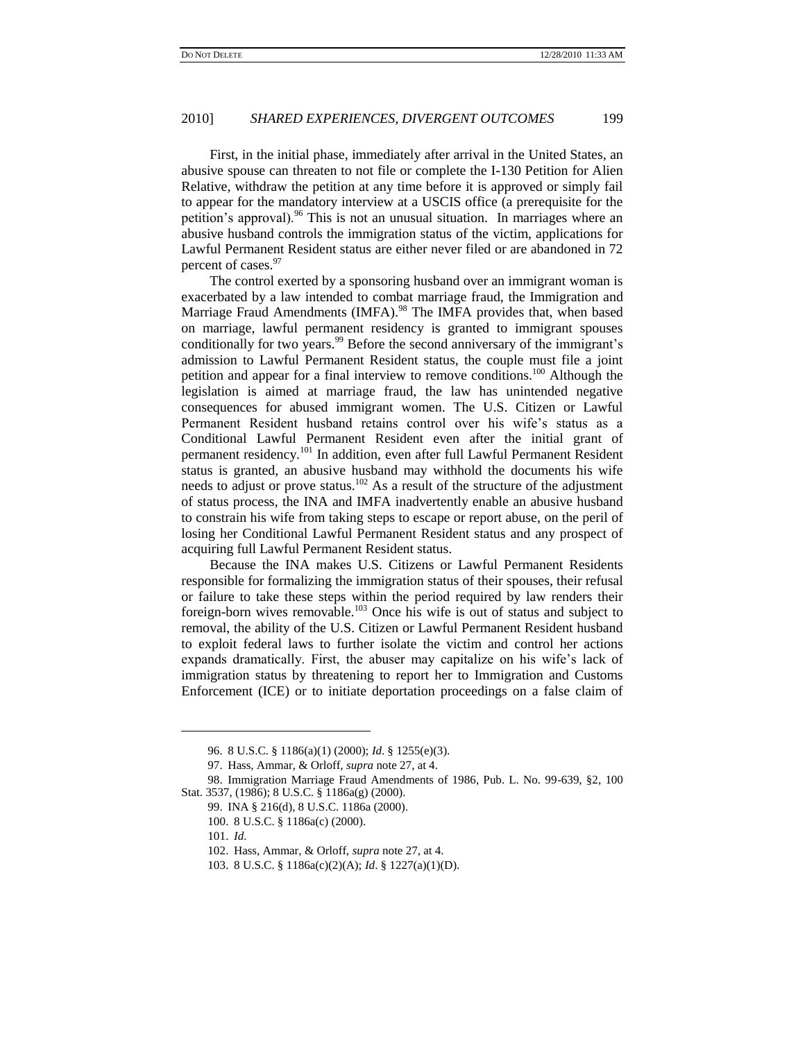First, in the initial phase, immediately after arrival in the United States, an abusive spouse can threaten to not file or complete the I-130 Petition for Alien Relative, withdraw the petition at any time before it is approved or simply fail to appear for the mandatory interview at a USCIS office (a prerequisite for the petition's approval).[96] This is not an unusual situation. In marriages where an abusive husband controls the immigration status of the victim, applications for Lawful Permanent Resident status are either never filed or are abandoned in 72 percent of cases.[97]

The control exerted by a sponsoring husband over an immigrant woman is exacerbated by a law intended to combat marriage fraud, the Immigration and Marriage Fraud Amendments (IMFA).[98] The IMFA provides that, when based on marriage, lawful permanent residency is granted to immigrant spouses conditionally for two years.[99] Before the second anniversary of the immigrant's admission to Lawful Permanent Resident status, the couple must file a joint petition and appear for a final interview to remove conditions.[100] Although the legislation is aimed at marriage fraud, the law has unintended negative consequences for abused immigrant women. The U.S. Citizen or Lawful Permanent Resident husband retains control over his wife's status as a Conditional Lawful Permanent Resident even after the initial grant of permanent residency.[101] In addition, even after full Lawful Permanent Resident status is granted, an abusive husband may withhold the documents his wife needs to adjust or prove status.[102] As a result of the structure of the adjustment of status process, the INA and IMFA inadvertently enable an abusive husband to constrain his wife from taking steps to escape or report abuse, on the peril of losing her Conditional Lawful Permanent Resident status and any prospect of acquiring full Lawful Permanent Resident status.

Because the INA makes U.S. Citizens or Lawful Permanent Residents responsible for formalizing the immigration status of their spouses, their refusal or failure to take these steps within the period required by law renders their foreign-born wives removable.[103] Once his wife is out of status and subject to removal, the ability of the U.S. Citizen or Lawful Permanent Resident husband to exploit federal laws to further isolate the victim and control her actions expands dramatically. First, the abuser may capitalize on his wife's lack of immigration status by threatening to report her to Immigration and Customs Enforcement (ICE) or to initiate deportation proceedings on a false claim of

---

96. 8 U.S.C. § 1186(a)(1) (2000); *Id*. § 1255(e)(3).

97. Hass, Ammar, & Orloff, *supra* note 27, at 4.

98. Immigration Marriage Fraud Amendments of 1986, Pub. L. No. 99-639, §2, 100 Stat. 3537, (1986); 8 U.S.C. § 1186a(g) (2000).

99. INA § 216(d), 8 U.S.C. 1186a (2000).

100. 8 U.S.C. § 1186a(c) (2000).

101. *Id*.

102. Hass, Ammar, & Orloff, *supra* note 27, at 4.

103. 8 U.S.C. § 1186a(c)(2)(A); *Id*. § 1227(a)(1)(D).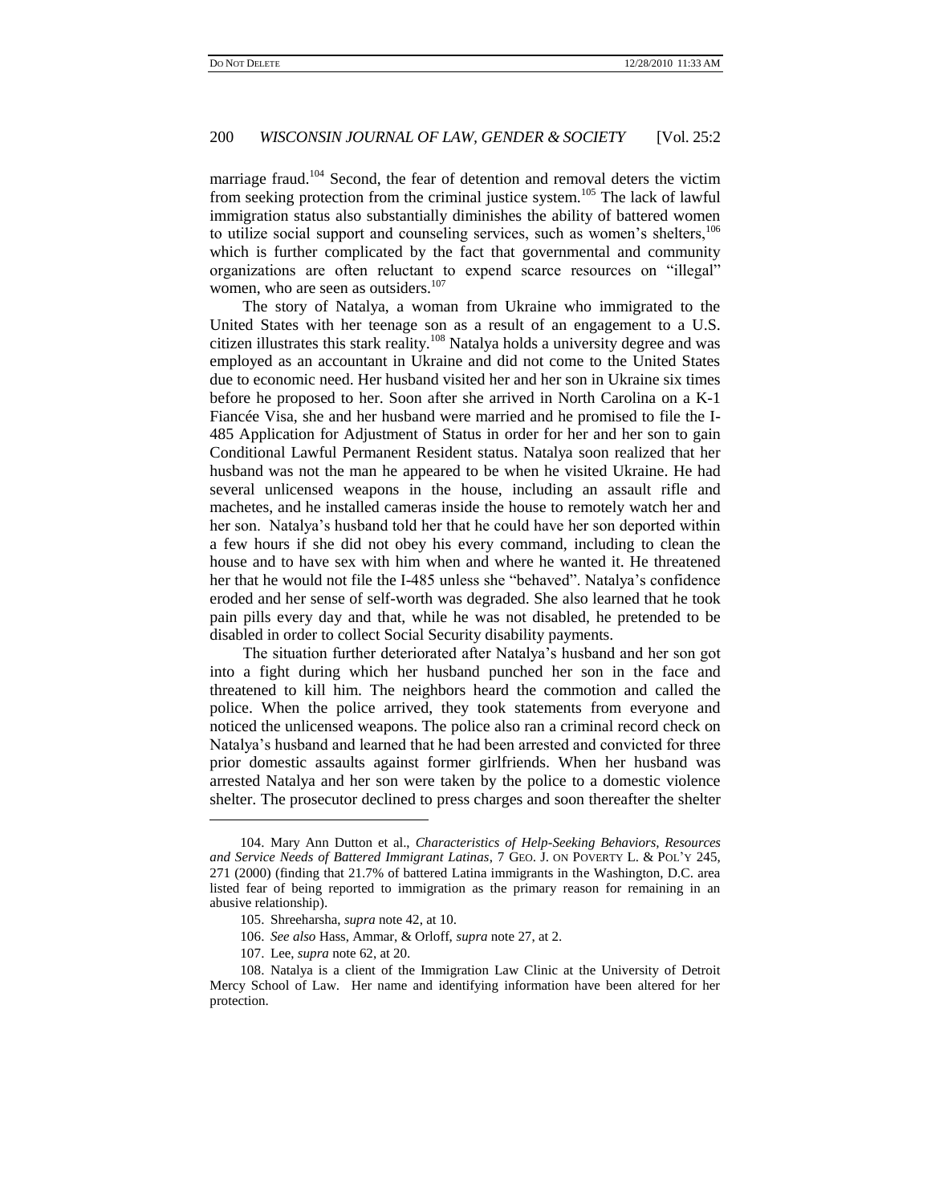marriage fraud.[104] Second, the fear of detention and removal deters the victim from seeking protection from the criminal justice system.[105] The lack of lawful immigration status also substantially diminishes the ability of battered women to utilize social support and counseling services, such as women's shelters,[106] which is further complicated by the fact that governmental and community organizations are often reluctant to expend scarce resources on "illegal" women, who are seen as outsiders.[107]

The story of Natalya, a woman from Ukraine who immigrated to the United States with her teenage son as a result of an engagement to a U.S. citizen illustrates this stark reality.[108] Natalya holds a university degree and was employed as an accountant in Ukraine and did not come to the United States due to economic need. Her husband visited her and her son in Ukraine six times before he proposed to her. Soon after she arrived in North Carolina on a K-1 Fiancée Visa, she and her husband were married and he promised to file the I-485 Application for Adjustment of Status in order for her and her son to gain Conditional Lawful Permanent Resident status. Natalya soon realized that her husband was not the man he appeared to be when he visited Ukraine. He had several unlicensed weapons in the house, including an assault rifle and machetes, and he installed cameras inside the house to remotely watch her and her son. Natalya's husband told her that he could have her son deported within a few hours if she did not obey his every command, including to clean the house and to have sex with him when and where he wanted it. He threatened her that he would not file the I-485 unless she "behaved". Natalya's confidence eroded and her sense of self-worth was degraded. She also learned that he took pain pills every day and that, while he was not disabled, he pretended to be disabled in order to collect Social Security disability payments.

The situation further deteriorated after Natalya's husband and her son got into a fight during which her husband punched her son in the face and threatened to kill him. The neighbors heard the commotion and called the police. When the police arrived, they took statements from everyone and noticed the unlicensed weapons. The police also ran a criminal record check on Natalya's husband and learned that he had been arrested and convicted for three prior domestic assaults against former girlfriends. When her husband was arrested Natalya and her son were taken by the police to a domestic violence shelter. The prosecutor declined to press charges and soon thereafter the shelter

---

104. Mary Ann Dutton et al., *Characteristics of Help-Seeking Behaviors, Resources and Service Needs of Battered Immigrant Latinas*, 7 GEO. J. ON POVERTY L. & POL'Y 245, 271 (2000) (finding that 21.7% of battered Latina immigrants in the Washington, D.C. area listed fear of being reported to immigration as the primary reason for remaining in an abusive relationship).

105. Shreeharsha, *supra* note 42, at 10.

106. *See also* Hass, Ammar, & Orloff, *supra* note 27, at 2.

107. Lee, *supra* note 62, at 20.

108. Natalya is a client of the Immigration Law Clinic at the University of Detroit Mercy School of Law. Her name and identifying information have been altered for her protection.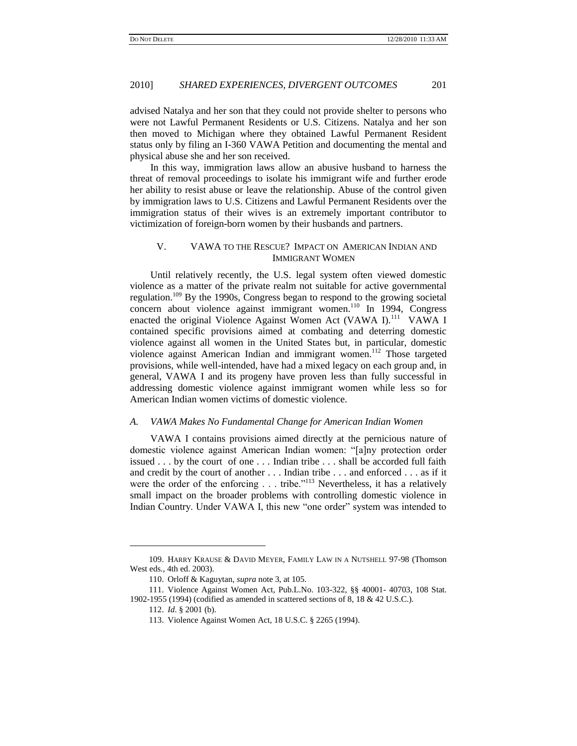advised Natalya and her son that they could not provide shelter to persons who were not Lawful Permanent Residents or U.S. Citizens. Natalya and her son then moved to Michigan where they obtained Lawful Permanent Resident status only by filing an I-360 VAWA Petition and documenting the mental and physical abuse she and her son received.

In this way, immigration laws allow an abusive husband to harness the threat of removal proceedings to isolate his immigrant wife and further erode her ability to resist abuse or leave the relationship. Abuse of the control given by immigration laws to U.S. Citizens and Lawful Permanent Residents over the immigration status of their wives is an extremely important contributor to victimization of foreign-born women by their husbands and partners.

## V. VAWA TO THE RESCUE? IMPACT ON AMERICAN INDIAN AND IMMIGRANT WOMEN

Until relatively recently, the U.S. legal system often viewed domestic violence as a matter of the private realm not suitable for active governmental regulation.[109] By the 1990s, Congress began to respond to the growing societal concern about violence against immigrant women.[110] In 1994, Congress enacted the original Violence Against Women Act (VAWA I).[111] VAWA I contained specific provisions aimed at combating and deterring domestic violence against all women in the United States but, in particular, domestic violence against American Indian and immigrant women.[112] Those targeted provisions, while well-intended, have had a mixed legacy on each group and, in general, VAWA I and its progeny have proven less than fully successful in addressing domestic violence against immigrant women while less so for American Indian women victims of domestic violence.

### *A. VAWA Makes No Fundamental Change for American Indian Women*

VAWA I contains provisions aimed directly at the pernicious nature of domestic violence against American Indian women: "[a]ny protection order issued . . . by the court of one . . . Indian tribe . . . shall be accorded full faith and credit by the court of another . . . Indian tribe . . . and enforced . . . as if it were the order of the enforcing . . . tribe."[113] Nevertheless, it has a relatively small impact on the broader problems with controlling domestic violence in Indian Country. Under VAWA I, this new "one order" system was intended to

---

109. HARRY KRAUSE & DAVID MEYER, FAMILY LAW IN A NUTSHELL 97-98 (Thomson West eds., 4th ed. 2003).

110. Orloff & Kaguytan, *supra* note 3, at 105.

111. Violence Against Women Act, Pub.L.No. 103-322, §§ 40001- 40703, 108 Stat. 1902-1955 (1994) (codified as amended in scattered sections of 8, 18 & 42 U.S.C.).

112. *Id*. § 2001 (b).

113. Violence Against Women Act, 18 U.S.C. § 2265 (1994).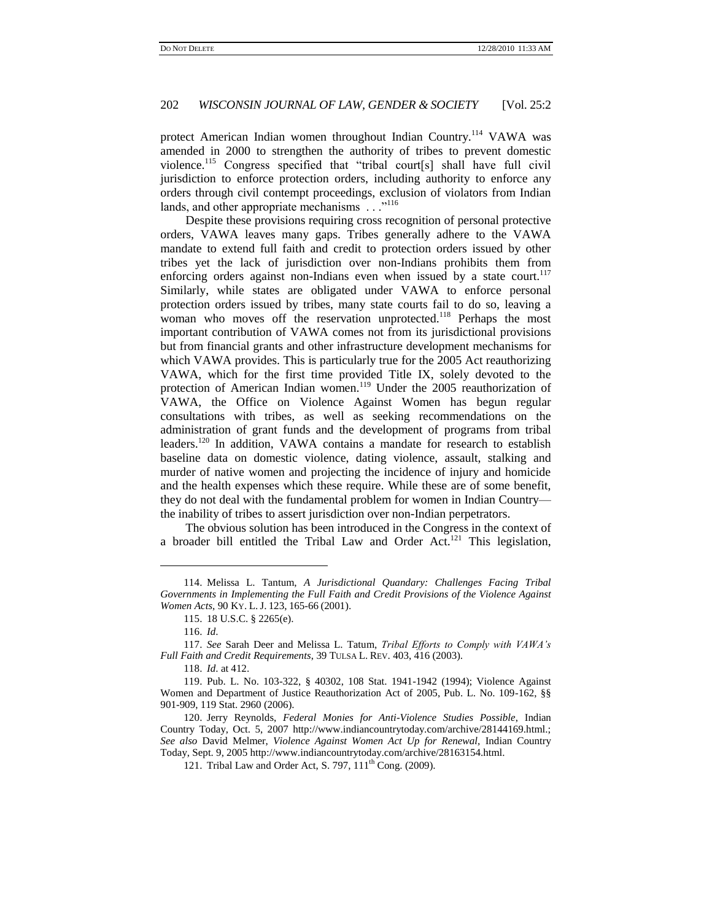protect American Indian women throughout Indian Country.[114] VAWA was amended in 2000 to strengthen the authority of tribes to prevent domestic violence.[115] Congress specified that "tribal court[s] shall have full civil jurisdiction to enforce protection orders, including authority to enforce any orders through civil contempt proceedings, exclusion of violators from Indian lands, and other appropriate mechanisms . . ."[116]

Despite these provisions requiring cross recognition of personal protective orders, VAWA leaves many gaps. Tribes generally adhere to the VAWA mandate to extend full faith and credit to protection orders issued by other tribes yet the lack of jurisdiction over non-Indians prohibits them from enforcing orders against non-Indians even when issued by a state court.[117] Similarly, while states are obligated under VAWA to enforce personal protection orders issued by tribes, many state courts fail to do so, leaving a woman who moves off the reservation unprotected.[118] Perhaps the most important contribution of VAWA comes not from its jurisdictional provisions but from financial grants and other infrastructure development mechanisms for which VAWA provides. This is particularly true for the 2005 Act reauthorizing VAWA, which for the first time provided Title IX, solely devoted to the protection of American Indian women.[119] Under the 2005 reauthorization of VAWA, the Office on Violence Against Women has begun regular consultations with tribes, as well as seeking recommendations on the administration of grant funds and the development of programs from tribal leaders.[120] In addition, VAWA contains a mandate for research to establish baseline data on domestic violence, dating violence, assault, stalking and murder of native women and projecting the incidence of injury and homicide and the health expenses which these require. While these are of some benefit, they do not deal with the fundamental problem for women in Indian Country—the inability of tribes to assert jurisdiction over non-Indian perpetrators.

The obvious solution has been introduced in the Congress in the context of a broader bill entitled the Tribal Law and Order Act.[121] This legislation,

---

114. Melissa L. Tantum, *A Jurisdictional Quandary: Challenges Facing Tribal Governments in Implementing the Full Faith and Credit Provisions of the Violence Against Women Acts*, 90 KY. L. J. 123, 165-66 (2001).

115. 18 U.S.C. § 2265(e).

116. *Id.*

117. *See* Sarah Deer and Melissa L. Tatum, *Tribal Efforts to Comply with VAWA's Full Faith and Credit Requirements*, 39 TULSA L. REV. 403, 416 (2003).

118. *Id.* at 412.

119. Pub. L. No. 103-322, § 40302, 108 Stat. 1941-1942 (1994); Violence Against Women and Department of Justice Reauthorization Act of 2005, Pub. L. No. 109-162, §§ 901-909, 119 Stat. 2960 (2006).

120. Jerry Reynolds, *Federal Monies for Anti-Violence Studies Possible*, Indian Country Today, Oct. 5, 2007 http://www.indiancountrytoday.com/archive/28144169.html.; *See also* David Melmer, *Violence Against Women Act Up for Renewal*, Indian Country Today, Sept. 9, 2005 http://www.indiancountrytoday.com/archive/28163154.html.

121. Tribal Law and Order Act, S. 797, 111th Cong. (2009).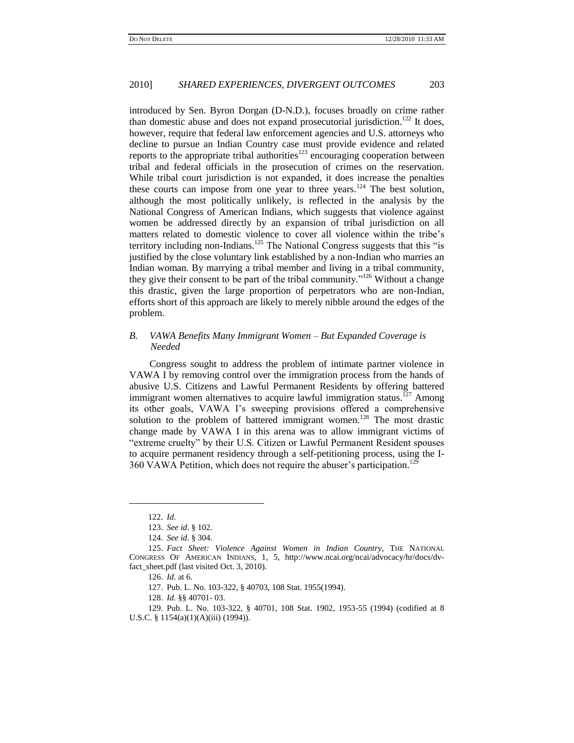introduced by Sen. Byron Dorgan (D-N.D.), focuses broadly on crime rather than domestic abuse and does not expand prosecutorial jurisdiction.[122] It does, however, require that federal law enforcement agencies and U.S. attorneys who decline to pursue an Indian Country case must provide evidence and related reports to the appropriate tribal authorities[123] encouraging cooperation between tribal and federal officials in the prosecution of crimes on the reservation. While tribal court jurisdiction is not expanded, it does increase the penalties these courts can impose from one year to three years.[124] The best solution, although the most politically unlikely, is reflected in the analysis by the National Congress of American Indians, which suggests that violence against women be addressed directly by an expansion of tribal jurisdiction on all matters related to domestic violence to cover all violence within the tribe's territory including non-Indians.[125] The National Congress suggests that this "is justified by the close voluntary link established by a non-Indian who marries an Indian woman. By marrying a tribal member and living in a tribal community, they give their consent to be part of the tribal community."[126] Without a change this drastic, given the large proportion of perpetrators who are non-Indian, efforts short of this approach are likely to merely nibble around the edges of the problem.

### *B. VAWA Benefits Many Immigrant Women – But Expanded Coverage is Needed*

Congress sought to address the problem of intimate partner violence in VAWA I by removing control over the immigration process from the hands of abusive U.S. Citizens and Lawful Permanent Residents by offering battered immigrant women alternatives to acquire lawful immigration status.[127] Among its other goals, VAWA I's sweeping provisions offered a comprehensive solution to the problem of battered immigrant women.[128] The most drastic change made by VAWA I in this arena was to allow immigrant victims of "extreme cruelty" by their U.S. Citizen or Lawful Permanent Resident spouses to acquire permanent residency through a self-petitioning process, using the I-360 VAWA Petition, which does not require the abuser's participation.[129]

---

122. *Id.*

123. *See id*. § 102.

124. *See id*. § 304.

125. *Fact Sheet: Violence Against Women in Indian Country*, THE NATIONAL CONGRESS OF AMERICAN INDIANS, 1, 5, http://www.ncai.org/ncai/advocacy/hr/docs/dv-fact_sheet.pdf (last visited Oct. 3, 2010).

126. *Id.* at 6.

127. Pub. L. No. 103-322, § 40703, 108 Stat. 1955(1994).

128. *Id.* §§ 40701- 03.

129. Pub. L. No. 103-322, § 40701, 108 Stat. 1902, 1953-55 (1994) (codified at 8 U.S.C. § 1154(a)(1)(A)(iii) (1994)).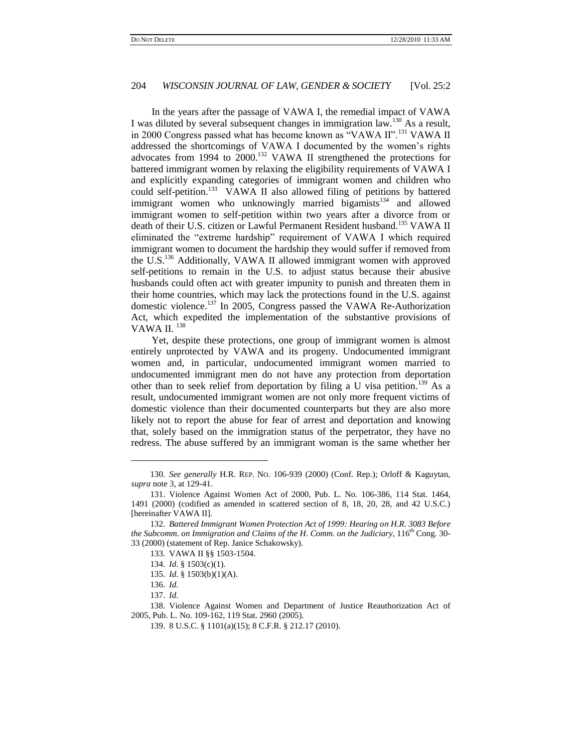In the years after the passage of VAWA I, the remedial impact of VAWA I was diluted by several subsequent changes in immigration law.[130] As a result, in 2000 Congress passed what has become known as "VAWA II".[131] VAWA II addressed the shortcomings of VAWA I documented by the women's rights advocates from 1994 to 2000.[132] VAWA II strengthened the protections for battered immigrant women by relaxing the eligibility requirements of VAWA I and explicitly expanding categories of immigrant women and children who could self-petition.[133] VAWA II also allowed filing of petitions by battered immigrant women who unknowingly married bigamists[134] and allowed immigrant women to self-petition within two years after a divorce from or death of their U.S. citizen or Lawful Permanent Resident husband.[135] VAWA II eliminated the "extreme hardship" requirement of VAWA I which required immigrant women to document the hardship they would suffer if removed from the U.S.[136] Additionally, VAWA II allowed immigrant women with approved self-petitions to remain in the U.S. to adjust status because their abusive husbands could often act with greater impunity to punish and threaten them in their home countries, which may lack the protections found in the U.S. against domestic violence.[137] In 2005, Congress passed the VAWA Re-Authorization Act, which expedited the implementation of the substantive provisions of VAWA II.[138]

Yet, despite these protections, one group of immigrant women is almost entirely unprotected by VAWA and its progeny. Undocumented immigrant women and, in particular, undocumented immigrant women married to undocumented immigrant men do not have any protection from deportation other than to seek relief from deportation by filing a U visa petition.[139] As a result, undocumented immigrant women are not only more frequent victims of domestic violence than their documented counterparts but they are also more likely not to report the abuse for fear of arrest and deportation and knowing that, solely based on the immigration status of the perpetrator, they have no redress. The abuse suffered by an immigrant woman is the same whether her

---

130. *See generally* H.R. REP. NO. 106-939 (2000) (Conf. Rep.); Orloff & Kaguytan, *supra* note 3, at 129-41.

131. Violence Against Women Act of 2000, Pub. L. No. 106-386, 114 Stat. 1464, 1491 (2000) (codified as amended in scattered section of 8, 18, 20, 28, and 42 U.S.C.) [hereinafter VAWA II].

132. *Battered Immigrant Women Protection Act of 1999: Hearing on H.R. 3083 Before the Subcomm. on Immigration and Claims of the H. Comm. on the Judiciary*, 116th Cong. 30-33 (2000) (statement of Rep. Janice Schakowsky).

133. VAWA II §§ 1503-1504.

134. *Id.* § 1503(c)(1).

135. *Id.* § 1503(b)(1)(A).

136. *Id.*

137. *Id.*

138. Violence Against Women and Department of Justice Reauthorization Act of 2005, Pub. L. No. 109-162, 119 Stat. 2960 (2005).

139. 8 U.S.C. § 1101(a)(15); 8 C.F.R. § 212.17 (2010).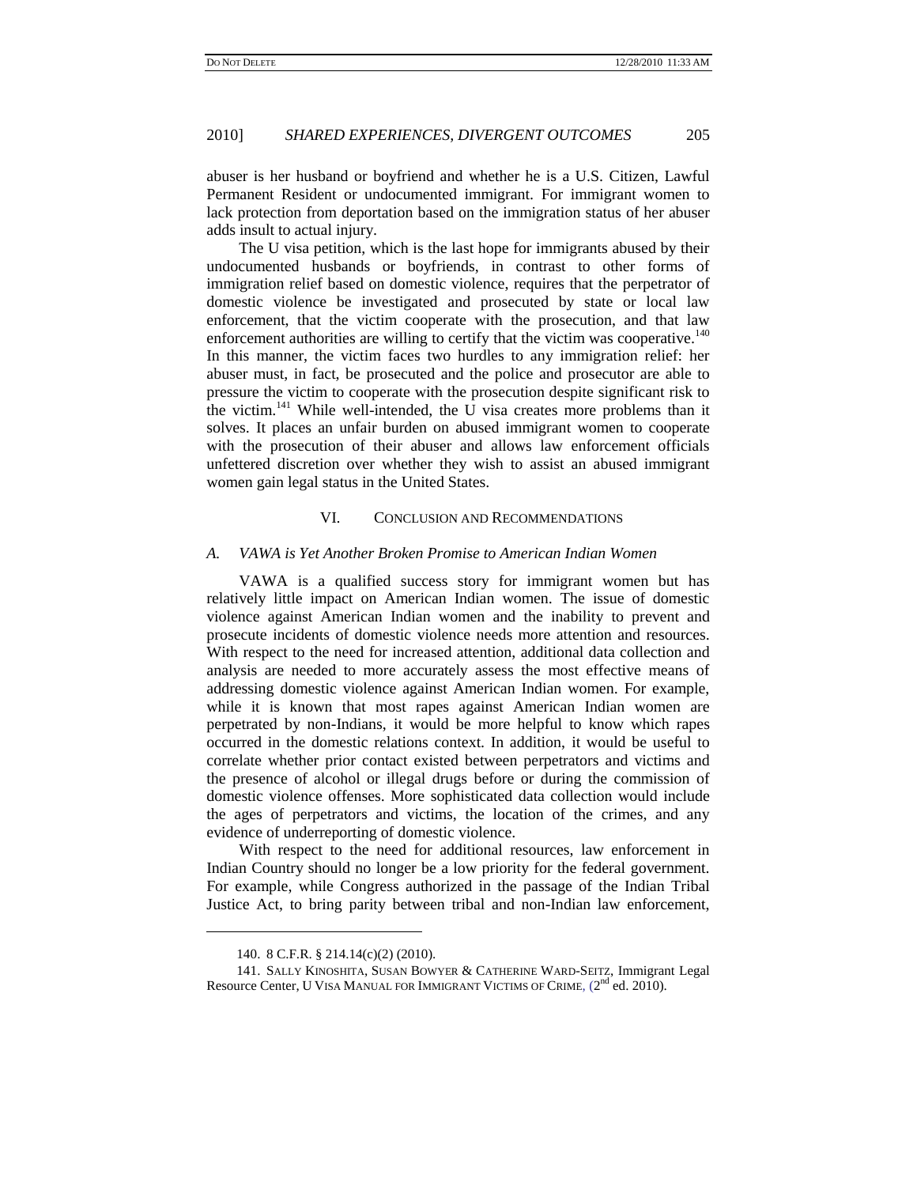abuser is her husband or boyfriend and whether he is a U.S. Citizen, Lawful Permanent Resident or undocumented immigrant. For immigrant women to lack protection from deportation based on the immigration status of her abuser adds insult to actual injury.

The U visa petition, which is the last hope for immigrants abused by their undocumented husbands or boyfriends, in contrast to other forms of immigration relief based on domestic violence, requires that the perpetrator of domestic violence be investigated and prosecuted by state or local law enforcement, that the victim cooperate with the prosecution, and that law enforcement authorities are willing to certify that the victim was cooperative.[140] In this manner, the victim faces two hurdles to any immigration relief: her abuser must, in fact, be prosecuted and the police and prosecutor are able to pressure the victim to cooperate with the prosecution despite significant risk to the victim.[141] While well-intended, the U visa creates more problems than it solves. It places an unfair burden on abused immigrant women to cooperate with the prosecution of their abuser and allows law enforcement officials unfettered discretion over whether they wish to assist an abused immigrant women gain legal status in the United States.

## VI. Conclusion and Recommendations

### A. *VAWA is Yet Another Broken Promise to American Indian Women*

VAWA is a qualified success story for immigrant women but has relatively little impact on American Indian women. The issue of domestic violence against American Indian women and the inability to prevent and prosecute incidents of domestic violence needs more attention and resources. With respect to the need for increased attention, additional data collection and analysis are needed to more accurately assess the most effective means of addressing domestic violence against American Indian women. For example, while it is known that most rapes against American Indian women are perpetrated by non-Indians, it would be more helpful to know which rapes occurred in the domestic relations context. In addition, it would be useful to correlate whether prior contact existed between perpetrators and victims and the presence of alcohol or illegal drugs before or during the commission of domestic violence offenses. More sophisticated data collection would include the ages of perpetrators and victims, the location of the crimes, and any evidence of underreporting of domestic violence.

With respect to the need for additional resources, law enforcement in Indian Country should no longer be a low priority for the federal government. For example, while Congress authorized in the passage of the Indian Tribal Justice Act, to bring parity between tribal and non-Indian law enforcement,

---

140. 8 C.F.R. § 214.14(c)(2) (2010).

141. Sally Kinoshita, Susan Bowyer & Catherine Ward-Seitz, Immigrant Legal Resource Center, U Visa Manual for Immigrant Victims of Crime, (2nd ed. 2010).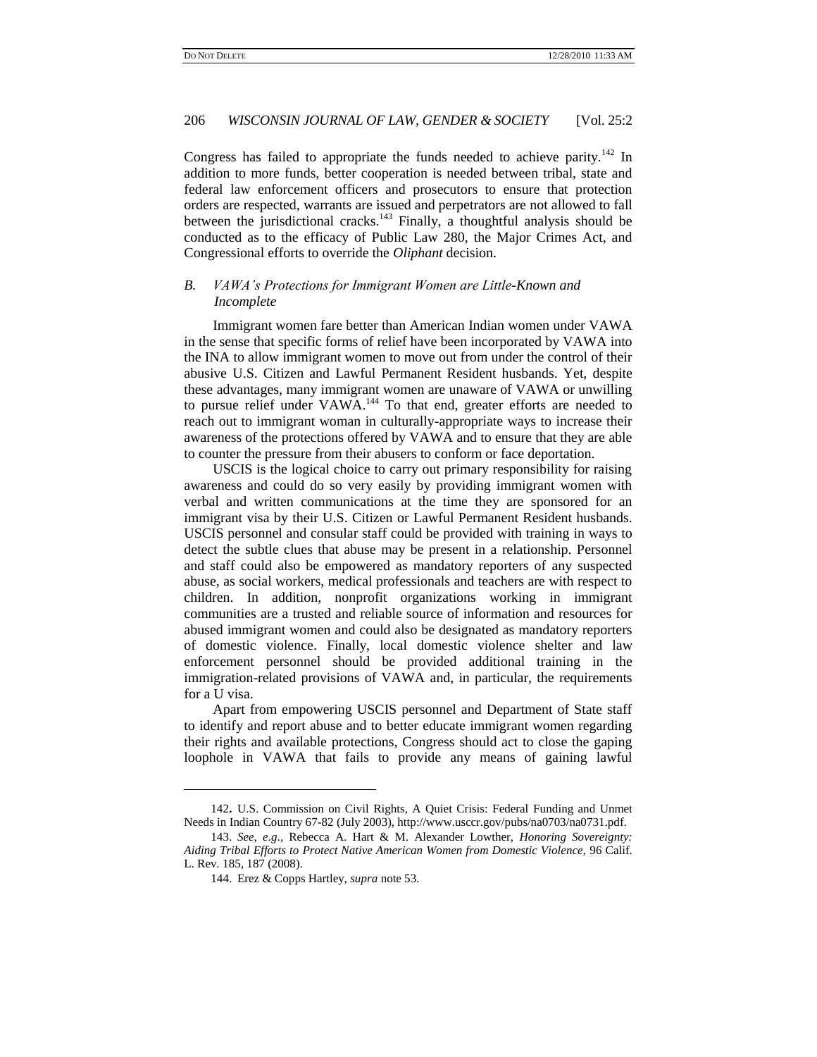Congress has failed to appropriate the funds needed to achieve parity.[142] In addition to more funds, better cooperation is needed between tribal, state and federal law enforcement officers and prosecutors to ensure that protection orders are respected, warrants are issued and perpetrators are not allowed to fall between the jurisdictional cracks.[143] Finally, a thoughtful analysis should be conducted as to the efficacy of Public Law 280, the Major Crimes Act, and Congressional efforts to override the *Oliphant* decision.

### *B. VAWA's Protections for Immigrant Women are Little-Known and Incomplete*

Immigrant women fare better than American Indian women under VAWA in the sense that specific forms of relief have been incorporated by VAWA into the INA to allow immigrant women to move out from under the control of their abusive U.S. Citizen and Lawful Permanent Resident husbands. Yet, despite these advantages, many immigrant women are unaware of VAWA or unwilling to pursue relief under VAWA.[144] To that end, greater efforts are needed to reach out to immigrant woman in culturally-appropriate ways to increase their awareness of the protections offered by VAWA and to ensure that they are able to counter the pressure from their abusers to conform or face deportation.

USCIS is the logical choice to carry out primary responsibility for raising awareness and could do so very easily by providing immigrant women with verbal and written communications at the time they are sponsored for an immigrant visa by their U.S. Citizen or Lawful Permanent Resident husbands. USCIS personnel and consular staff could be provided with training in ways to detect the subtle clues that abuse may be present in a relationship. Personnel and staff could also be empowered as mandatory reporters of any suspected abuse, as social workers, medical professionals and teachers are with respect to children. In addition, nonprofit organizations working in immigrant communities are a trusted and reliable source of information and resources for abused immigrant women and could also be designated as mandatory reporters of domestic violence. Finally, local domestic violence shelter and law enforcement personnel should be provided additional training in the immigration-related provisions of VAWA and, in particular, the requirements for a U visa.

Apart from empowering USCIS personnel and Department of State staff to identify and report abuse and to better educate immigrant women regarding their rights and available protections, Congress should act to close the gaping loophole in VAWA that fails to provide any means of gaining lawful

---

142. U.S. Commission on Civil Rights, A Quiet Crisis: Federal Funding and Unmet Needs in Indian Country 67-82 (July 2003), http://www.usccr.gov/pubs/na0703/na0731.pdf.

143. *See, e.g.*, Rebecca A. Hart & M. Alexander Lowther, *Honoring Sovereignty: Aiding Tribal Efforts to Protect Native American Women from Domestic Violence*, 96 Calif. L. Rev. 185, 187 (2008).

144. Erez & Copps Hartley, *supra* note 53.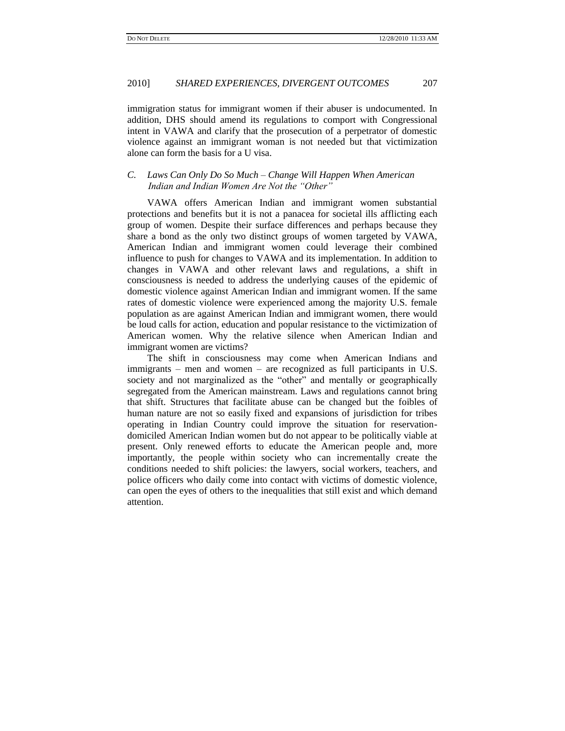immigration status for immigrant women if their abuser is undocumented. In addition, DHS should amend its regulations to comport with Congressional intent in VAWA and clarify that the prosecution of a perpetrator of domestic violence against an immigrant woman is not needed but that victimization alone can form the basis for a U visa.

### *C. Laws Can Only Do So Much – Change Will Happen When American Indian and Indian Women Are Not the "Other"*

VAWA offers American Indian and immigrant women substantial protections and benefits but it is not a panacea for societal ills afflicting each group of women. Despite their surface differences and perhaps because they share a bond as the only two distinct groups of women targeted by VAWA, American Indian and immigrant women could leverage their combined influence to push for changes to VAWA and its implementation. In addition to changes in VAWA and other relevant laws and regulations, a shift in consciousness is needed to address the underlying causes of the epidemic of domestic violence against American Indian and immigrant women. If the same rates of domestic violence were experienced among the majority U.S. female population as are against American Indian and immigrant women, there would be loud calls for action, education and popular resistance to the victimization of American women. Why the relative silence when American Indian and immigrant women are victims?

The shift in consciousness may come when American Indians and immigrants – men and women – are recognized as full participants in U.S. society and not marginalized as the "other" and mentally or geographically segregated from the American mainstream. Laws and regulations cannot bring that shift. Structures that facilitate abuse can be changed but the foibles of human nature are not so easily fixed and expansions of jurisdiction for tribes operating in Indian Country could improve the situation for reservation-domiciled American Indian women but do not appear to be politically viable at present. Only renewed efforts to educate the American people and, more importantly, the people within society who can incrementally create the conditions needed to shift policies: the lawyers, social workers, teachers, and police officers who daily come into contact with victims of domestic violence, can open the eyes of others to the inequalities that still exist and which demand attention.